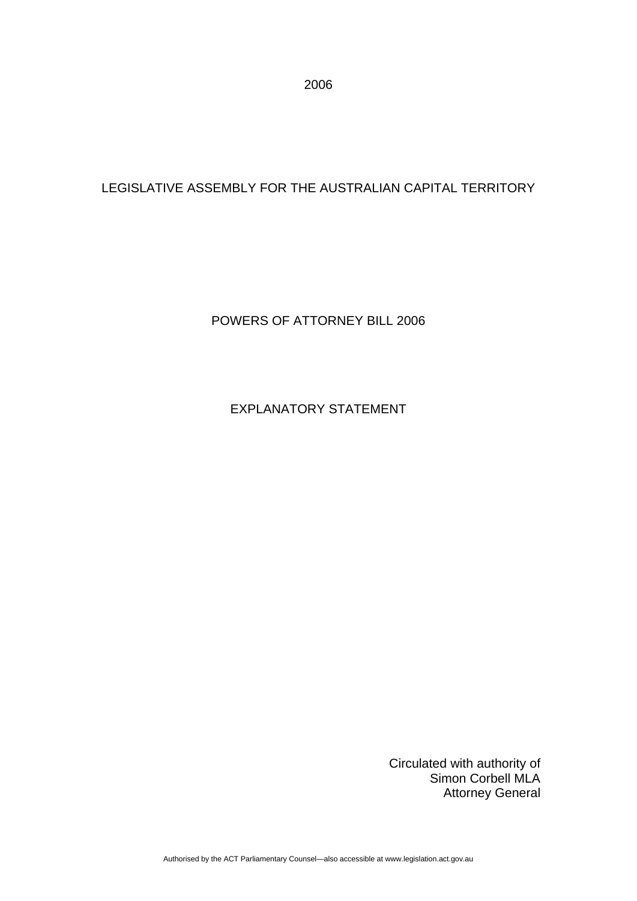2006

LEGISLATIVE ASSEMBLY FOR THE AUSTRALIAN CAPITAL TERRITORY

# POWERS OF ATTORNEY BILL 2006

## EXPLANATORY STATEMENT

Circulated with authority of
Simon Corbell MLA
Attorney General

Authorised by the ACT Parliamentary Counsel—also accessible at www.legislation.act.gov.au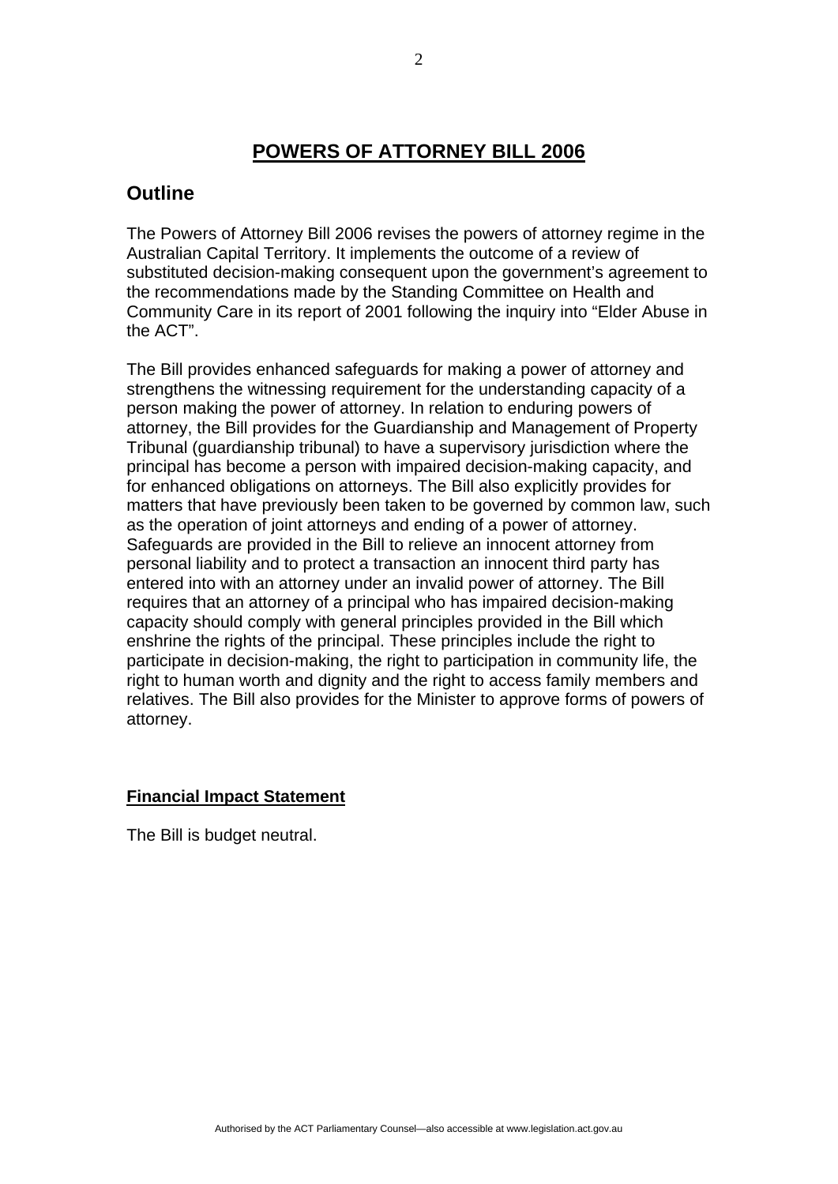# POWERS OF ATTORNEY BILL 2006

## Outline

The Powers of Attorney Bill 2006 revises the powers of attorney regime in the Australian Capital Territory. It implements the outcome of a review of substituted decision-making consequent upon the government's agreement to the recommendations made by the Standing Committee on Health and Community Care in its report of 2001 following the inquiry into "Elder Abuse in the ACT".

The Bill provides enhanced safeguards for making a power of attorney and strengthens the witnessing requirement for the understanding capacity of a person making the power of attorney. In relation to enduring powers of attorney, the Bill provides for the Guardianship and Management of Property Tribunal (guardianship tribunal) to have a supervisory jurisdiction where the principal has become a person with impaired decision-making capacity, and for enhanced obligations on attorneys. The Bill also explicitly provides for matters that have previously been taken to be governed by common law, such as the operation of joint attorneys and ending of a power of attorney. Safeguards are provided in the Bill to relieve an innocent attorney from personal liability and to protect a transaction an innocent third party has entered into with an attorney under an invalid power of attorney. The Bill requires that an attorney of a principal who has impaired decision-making capacity should comply with general principles provided in the Bill which enshrine the rights of the principal. These principles include the right to participate in decision-making, the right to participation in community life, the right to human worth and dignity and the right to access family members and relatives. The Bill also provides for the Minister to approve forms of powers of attorney.

**Financial Impact Statement**

The Bill is budget neutral.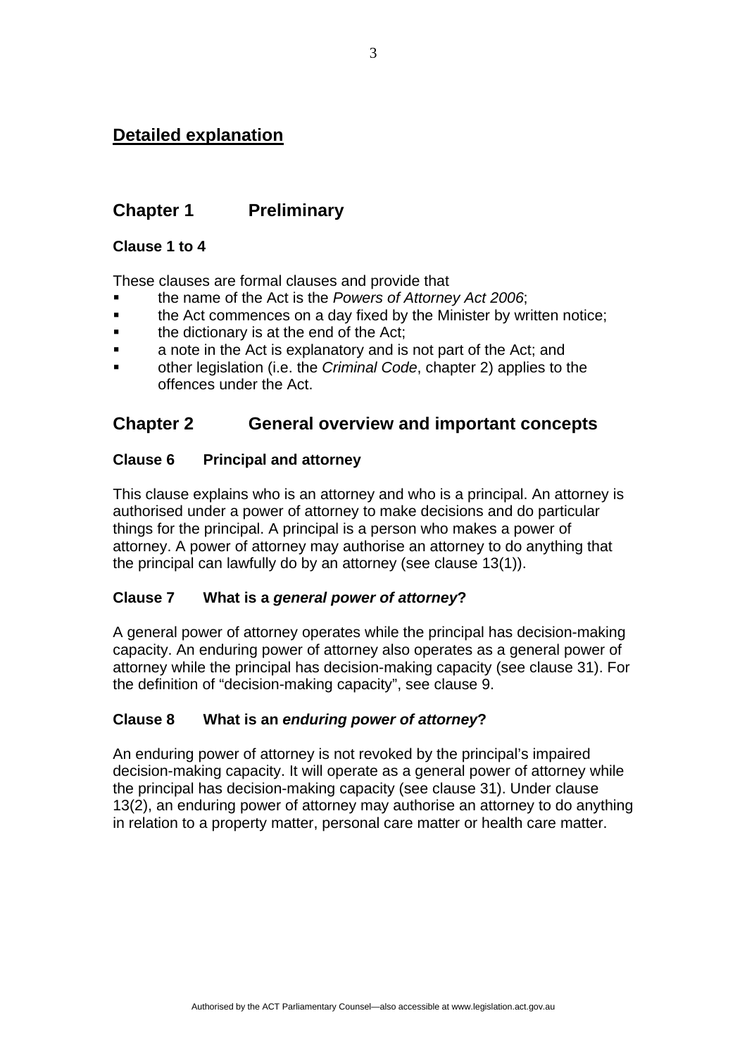## Detailed explanation

## Chapter 1 Preliminary

### Clause 1 to 4

These clauses are formal clauses and provide that

- the name of the Act is the *Powers of Attorney Act 2006*;
- the Act commences on a day fixed by the Minister by written notice;
- the dictionary is at the end of the Act;
- a note in the Act is explanatory and is not part of the Act; and
- other legislation (i.e. the *Criminal Code*, chapter 2) applies to the offences under the Act.

## Chapter 2 General overview and important concepts

### Clause 6 Principal and attorney

This clause explains who is an attorney and who is a principal. An attorney is authorised under a power of attorney to make decisions and do particular things for the principal. A principal is a person who makes a power of attorney. A power of attorney may authorise an attorney to do anything that the principal can lawfully do by an attorney (see clause 13(1)).

### Clause 7 What is a *general power of attorney*?

A general power of attorney operates while the principal has decision-making capacity. An enduring power of attorney also operates as a general power of attorney while the principal has decision-making capacity (see clause 31). For the definition of "decision-making capacity", see clause 9.

### Clause 8 What is an *enduring power of attorney*?

An enduring power of attorney is not revoked by the principal's impaired decision-making capacity. It will operate as a general power of attorney while the principal has decision-making capacity (see clause 31). Under clause 13(2), an enduring power of attorney may authorise an attorney to do anything in relation to a property matter, personal care matter or health care matter.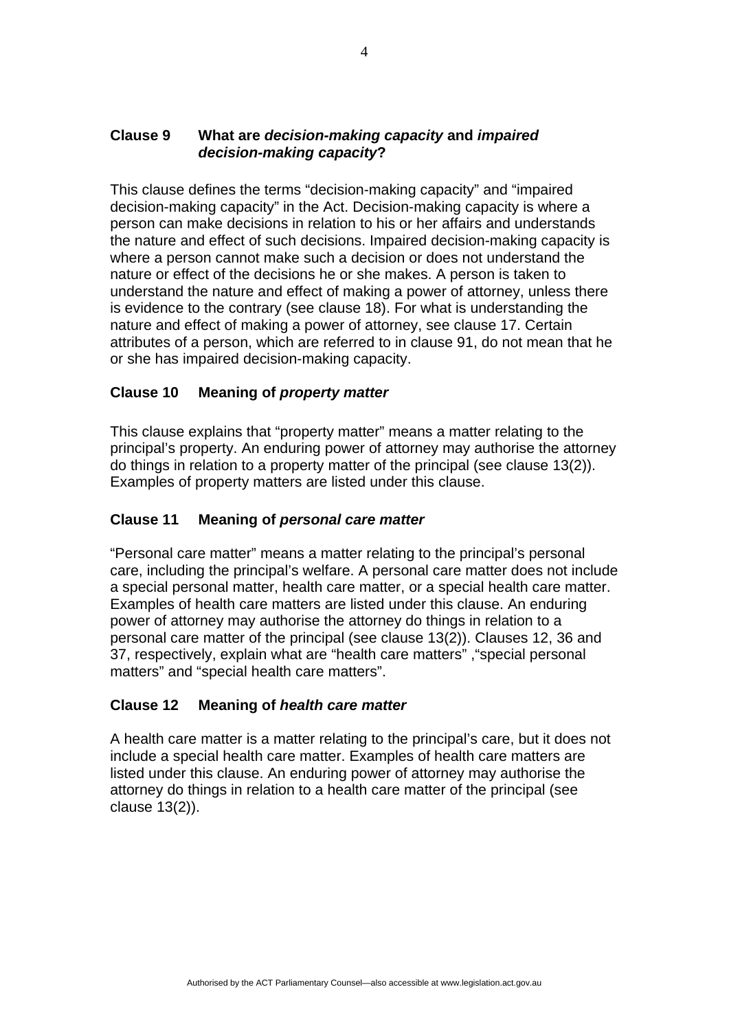## Clause 9 What are *decision-making capacity* and *impaired decision-making capacity*?

This clause defines the terms "decision-making capacity" and "impaired decision-making capacity" in the Act. Decision-making capacity is where a person can make decisions in relation to his or her affairs and understands the nature and effect of such decisions. Impaired decision-making capacity is where a person cannot make such a decision or does not understand the nature or effect of the decisions he or she makes. A person is taken to understand the nature and effect of making a power of attorney, unless there is evidence to the contrary (see clause 18). For what is understanding the nature and effect of making a power of attorney, see clause 17. Certain attributes of a person, which are referred to in clause 91, do not mean that he or she has impaired decision-making capacity.

## Clause 10 Meaning of *property matter*

This clause explains that "property matter" means a matter relating to the principal's property. An enduring power of attorney may authorise the attorney do things in relation to a property matter of the principal (see clause 13(2)). Examples of property matters are listed under this clause.

## Clause 11 Meaning of *personal care matter*

"Personal care matter" means a matter relating to the principal's personal care, including the principal's welfare. A personal care matter does not include a special personal matter, health care matter, or a special health care matter. Examples of health care matters are listed under this clause. An enduring power of attorney may authorise the attorney do things in relation to a personal care matter of the principal (see clause 13(2)). Clauses 12, 36 and 37, respectively, explain what are "health care matters" ,"special personal matters" and "special health care matters".

## Clause 12 Meaning of *health care matter*

A health care matter is a matter relating to the principal's care, but it does not include a special health care matter. Examples of health care matters are listed under this clause. An enduring power of attorney may authorise the attorney do things in relation to a health care matter of the principal (see clause 13(2)).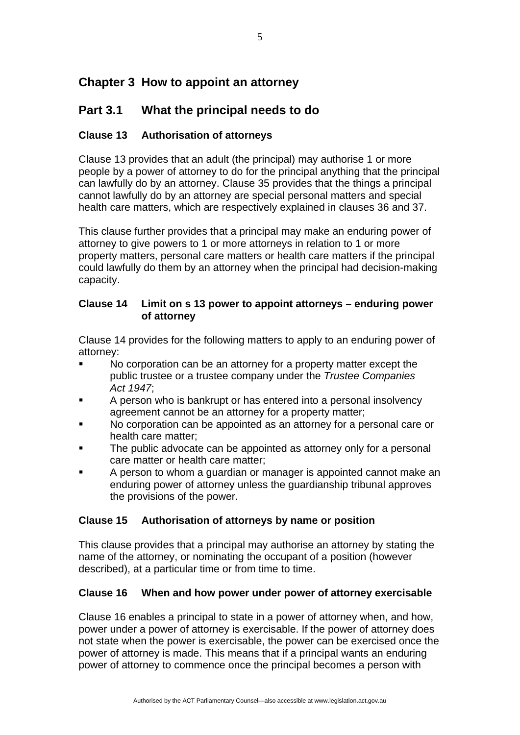## Chapter 3 How to appoint an attorney

## Part 3.1 What the principal needs to do

### Clause 13 Authorisation of attorneys

Clause 13 provides that an adult (the principal) may authorise 1 or more people by a power of attorney to do for the principal anything that the principal can lawfully do by an attorney. Clause 35 provides that the things a principal cannot lawfully do by an attorney are special personal matters and special health care matters, which are respectively explained in clauses 36 and 37.

This clause further provides that a principal may make an enduring power of attorney to give powers to 1 or more attorneys in relation to 1 or more property matters, personal care matters or health care matters if the principal could lawfully do them by an attorney when the principal had decision-making capacity.

### Clause 14 Limit on s 13 power to appoint attorneys – enduring power of attorney

Clause 14 provides for the following matters to apply to an enduring power of attorney:

- No corporation can be an attorney for a property matter except the public trustee or a trustee company under the *Trustee Companies Act 1947*;
- A person who is bankrupt or has entered into a personal insolvency agreement cannot be an attorney for a property matter;
- No corporation can be appointed as an attorney for a personal care or health care matter;
- The public advocate can be appointed as attorney only for a personal care matter or health care matter;
- A person to whom a guardian or manager is appointed cannot make an enduring power of attorney unless the guardianship tribunal approves the provisions of the power.

### Clause 15 Authorisation of attorneys by name or position

This clause provides that a principal may authorise an attorney by stating the name of the attorney, or nominating the occupant of a position (however described), at a particular time or from time to time.

### Clause 16 When and how power under power of attorney exercisable

Clause 16 enables a principal to state in a power of attorney when, and how, power under a power of attorney is exercisable. If the power of attorney does not state when the power is exercisable, the power can be exercised once the power of attorney is made. This means that if a principal wants an enduring power of attorney to commence once the principal becomes a person with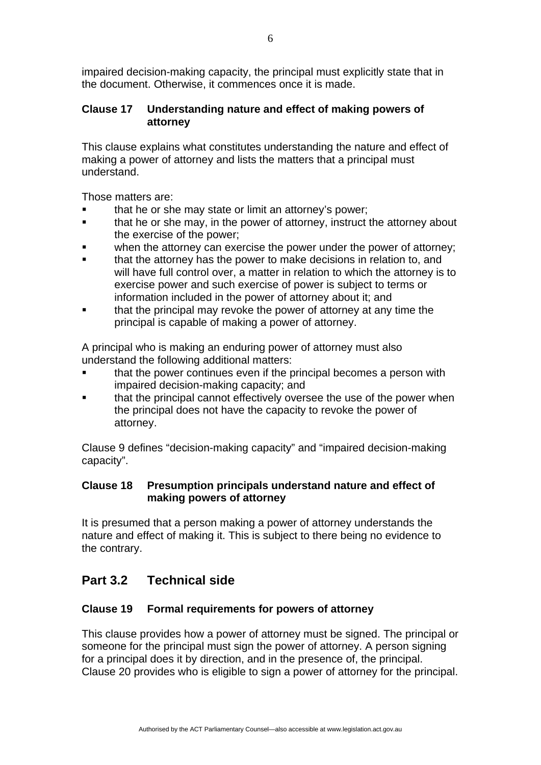impaired decision-making capacity, the principal must explicitly state that in the document. Otherwise, it commences once it is made.

### Clause 17 Understanding nature and effect of making powers of attorney

This clause explains what constitutes understanding the nature and effect of making a power of attorney and lists the matters that a principal must understand.

Those matters are:

- that he or she may state or limit an attorney's power;
- that he or she may, in the power of attorney, instruct the attorney about the exercise of the power;
- when the attorney can exercise the power under the power of attorney;
- that the attorney has the power to make decisions in relation to, and will have full control over, a matter in relation to which the attorney is to exercise power and such exercise of power is subject to terms or information included in the power of attorney about it; and
- that the principal may revoke the power of attorney at any time the principal is capable of making a power of attorney.

A principal who is making an enduring power of attorney must also understand the following additional matters:

- that the power continues even if the principal becomes a person with impaired decision-making capacity; and
- that the principal cannot effectively oversee the use of the power when the principal does not have the capacity to revoke the power of attorney.

Clause 9 defines "decision-making capacity" and "impaired decision-making capacity".

### Clause 18 Presumption principals understand nature and effect of making powers of attorney

It is presumed that a person making a power of attorney understands the nature and effect of making it. This is subject to there being no evidence to the contrary.

## Part 3.2 Technical side

### Clause 19 Formal requirements for powers of attorney

This clause provides how a power of attorney must be signed. The principal or someone for the principal must sign the power of attorney. A person signing for a principal does it by direction, and in the presence of, the principal. Clause 20 provides who is eligible to sign a power of attorney for the principal.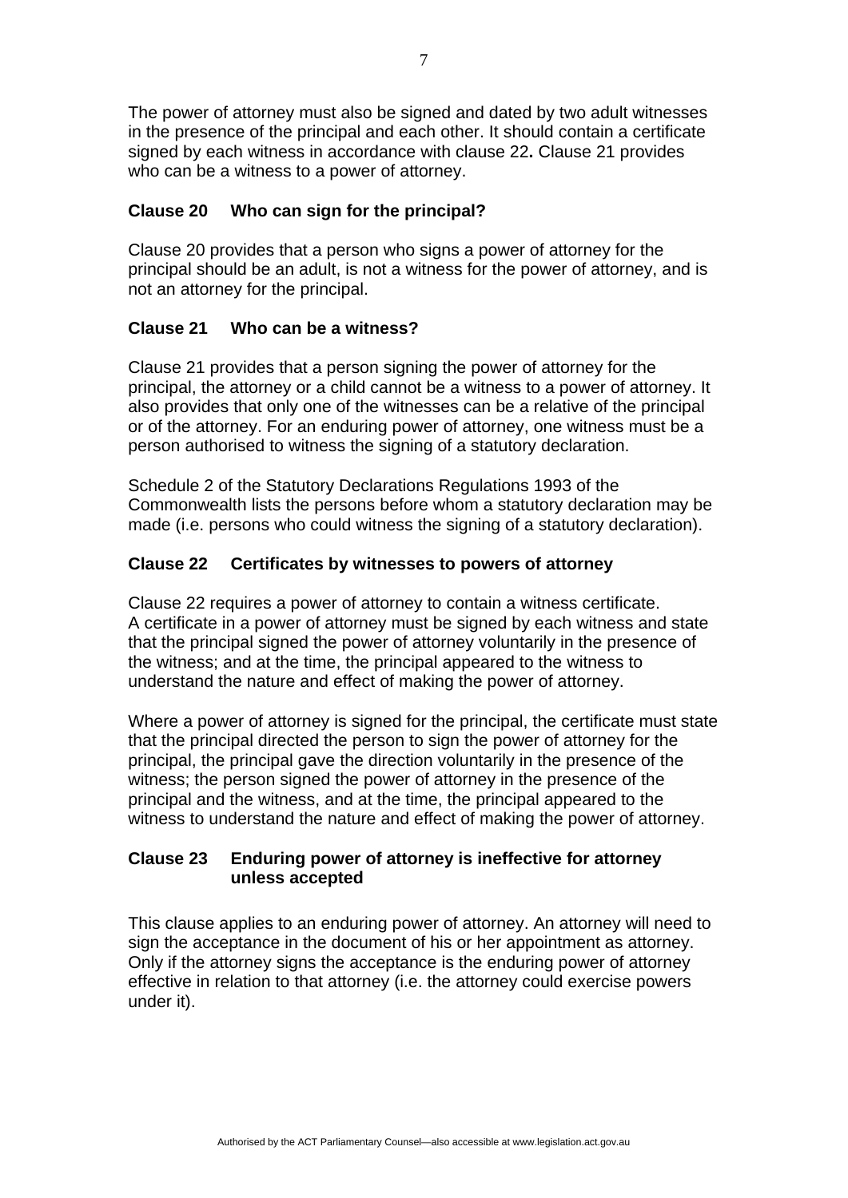The power of attorney must also be signed and dated by two adult witnesses in the presence of the principal and each other. It should contain a certificate signed by each witness in accordance with clause 22**.** Clause 21 provides who can be a witness to a power of attorney.

### Clause 20 Who can sign for the principal?

Clause 20 provides that a person who signs a power of attorney for the principal should be an adult, is not a witness for the power of attorney, and is not an attorney for the principal.

### Clause 21 Who can be a witness?

Clause 21 provides that a person signing the power of attorney for the principal, the attorney or a child cannot be a witness to a power of attorney. It also provides that only one of the witnesses can be a relative of the principal or of the attorney. For an enduring power of attorney, one witness must be a person authorised to witness the signing of a statutory declaration.

Schedule 2 of the Statutory Declarations Regulations 1993 of the Commonwealth lists the persons before whom a statutory declaration may be made (i.e. persons who could witness the signing of a statutory declaration).

### Clause 22 Certificates by witnesses to powers of attorney

Clause 22 requires a power of attorney to contain a witness certificate. A certificate in a power of attorney must be signed by each witness and state that the principal signed the power of attorney voluntarily in the presence of the witness; and at the time, the principal appeared to the witness to understand the nature and effect of making the power of attorney.

Where a power of attorney is signed for the principal, the certificate must state that the principal directed the person to sign the power of attorney for the principal, the principal gave the direction voluntarily in the presence of the witness; the person signed the power of attorney in the presence of the principal and the witness, and at the time, the principal appeared to the witness to understand the nature and effect of making the power of attorney.

### Clause 23 Enduring power of attorney is ineffective for attorney unless accepted

This clause applies to an enduring power of attorney. An attorney will need to sign the acceptance in the document of his or her appointment as attorney. Only if the attorney signs the acceptance is the enduring power of attorney effective in relation to that attorney (i.e. the attorney could exercise powers under it).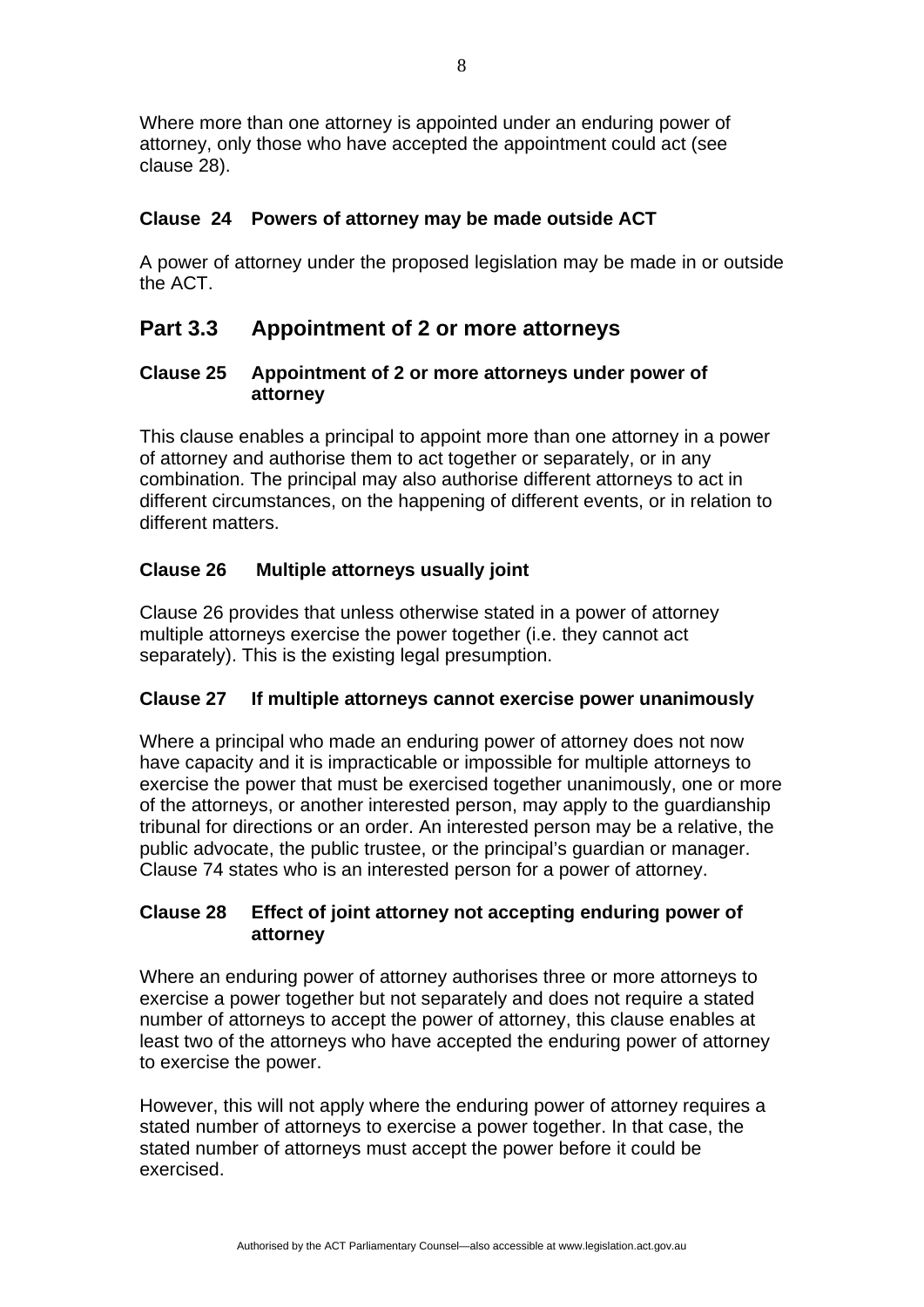Where more than one attorney is appointed under an enduring power of attorney, only those who have accepted the appointment could act (see clause 28).

### Clause 24 Powers of attorney may be made outside ACT

A power of attorney under the proposed legislation may be made in or outside the ACT.

## Part 3.3 Appointment of 2 or more attorneys

### Clause 25 Appointment of 2 or more attorneys under power of attorney

This clause enables a principal to appoint more than one attorney in a power of attorney and authorise them to act together or separately, or in any combination. The principal may also authorise different attorneys to act in different circumstances, on the happening of different events, or in relation to different matters.

### Clause 26 Multiple attorneys usually joint

Clause 26 provides that unless otherwise stated in a power of attorney multiple attorneys exercise the power together (i.e. they cannot act separately). This is the existing legal presumption.

### Clause 27 If multiple attorneys cannot exercise power unanimously

Where a principal who made an enduring power of attorney does not now have capacity and it is impracticable or impossible for multiple attorneys to exercise the power that must be exercised together unanimously, one or more of the attorneys, or another interested person, may apply to the guardianship tribunal for directions or an order. An interested person may be a relative, the public advocate, the public trustee, or the principal's guardian or manager. Clause 74 states who is an interested person for a power of attorney.

### Clause 28 Effect of joint attorney not accepting enduring power of attorney

Where an enduring power of attorney authorises three or more attorneys to exercise a power together but not separately and does not require a stated number of attorneys to accept the power of attorney, this clause enables at least two of the attorneys who have accepted the enduring power of attorney to exercise the power.

However, this will not apply where the enduring power of attorney requires a stated number of attorneys to exercise a power together. In that case, the stated number of attorneys must accept the power before it could be exercised.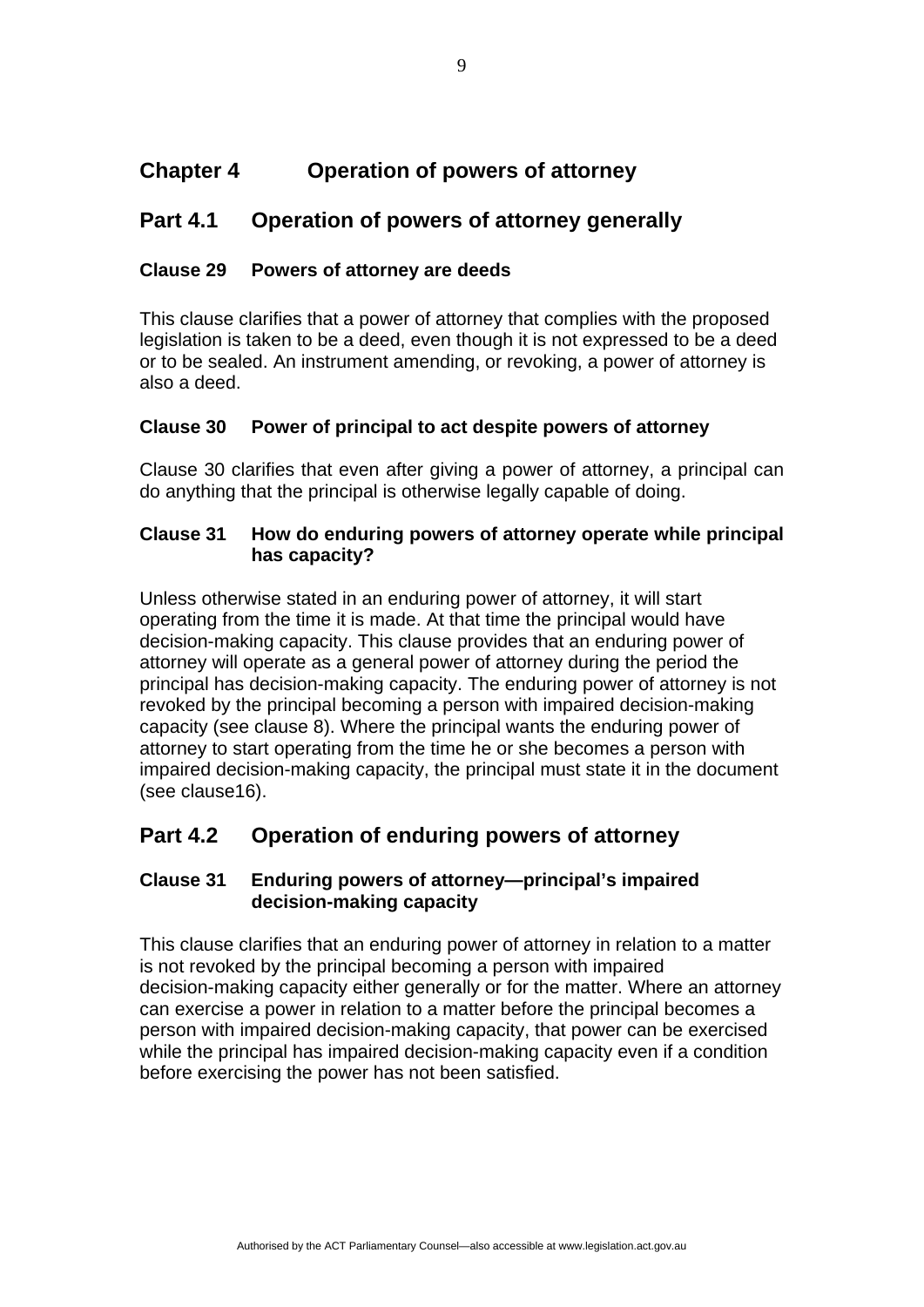# Chapter 4 Operation of powers of attorney

## Part 4.1 Operation of powers of attorney generally

### Clause 29 Powers of attorney are deeds

This clause clarifies that a power of attorney that complies with the proposed legislation is taken to be a deed, even though it is not expressed to be a deed or to be sealed. An instrument amending, or revoking, a power of attorney is also a deed.

### Clause 30 Power of principal to act despite powers of attorney

Clause 30 clarifies that even after giving a power of attorney, a principal can do anything that the principal is otherwise legally capable of doing.

### Clause 31 How do enduring powers of attorney operate while principal has capacity?

Unless otherwise stated in an enduring power of attorney, it will start operating from the time it is made. At that time the principal would have decision-making capacity. This clause provides that an enduring power of attorney will operate as a general power of attorney during the period the principal has decision-making capacity. The enduring power of attorney is not revoked by the principal becoming a person with impaired decision-making capacity (see clause 8). Where the principal wants the enduring power of attorney to start operating from the time he or she becomes a person with impaired decision-making capacity, the principal must state it in the document (see clause16).

## Part 4.2 Operation of enduring powers of attorney

### Clause 31 Enduring powers of attorney—principal's impaired decision-making capacity

This clause clarifies that an enduring power of attorney in relation to a matter is not revoked by the principal becoming a person with impaired decision-making capacity either generally or for the matter. Where an attorney can exercise a power in relation to a matter before the principal becomes a person with impaired decision-making capacity, that power can be exercised while the principal has impaired decision-making capacity even if a condition before exercising the power has not been satisfied.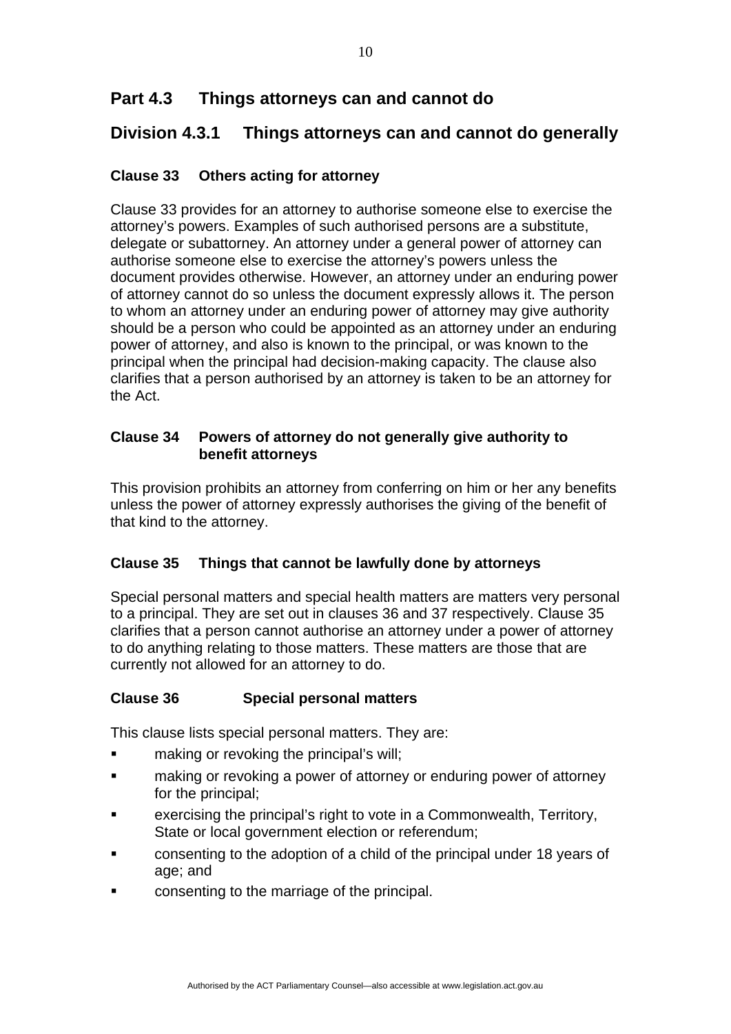## Part 4.3 Things attorneys can and cannot do

## Division 4.3.1 Things attorneys can and cannot do generally

### Clause 33 Others acting for attorney

Clause 33 provides for an attorney to authorise someone else to exercise the attorney's powers. Examples of such authorised persons are a substitute, delegate or subattorney. An attorney under a general power of attorney can authorise someone else to exercise the attorney's powers unless the document provides otherwise. However, an attorney under an enduring power of attorney cannot do so unless the document expressly allows it. The person to whom an attorney under an enduring power of attorney may give authority should be a person who could be appointed as an attorney under an enduring power of attorney, and also is known to the principal, or was known to the principal when the principal had decision-making capacity. The clause also clarifies that a person authorised by an attorney is taken to be an attorney for the Act.

### Clause 34 Powers of attorney do not generally give authority to benefit attorneys

This provision prohibits an attorney from conferring on him or her any benefits unless the power of attorney expressly authorises the giving of the benefit of that kind to the attorney.

### Clause 35 Things that cannot be lawfully done by attorneys

Special personal matters and special health matters are matters very personal to a principal. They are set out in clauses 36 and 37 respectively. Clause 35 clarifies that a person cannot authorise an attorney under a power of attorney to do anything relating to those matters. These matters are those that are currently not allowed for an attorney to do.

### Clause 36 Special personal matters

This clause lists special personal matters. They are:

- making or revoking the principal's will;
- making or revoking a power of attorney or enduring power of attorney for the principal;
- exercising the principal's right to vote in a Commonwealth, Territory, State or local government election or referendum;
- consenting to the adoption of a child of the principal under 18 years of age; and
- consenting to the marriage of the principal.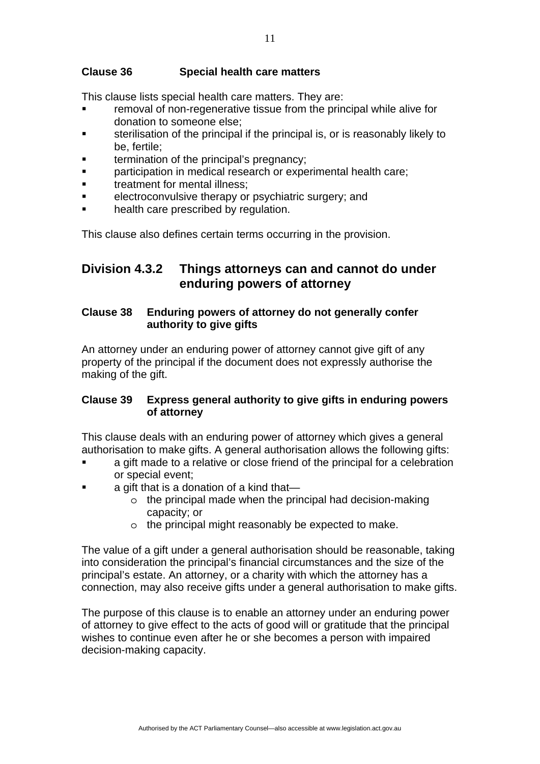### Clause 36 Special health care matters

This clause lists special health care matters. They are:

- removal of non-regenerative tissue from the principal while alive for donation to someone else;
- sterilisation of the principal if the principal is, or is reasonably likely to be, fertile;
- termination of the principal's pregnancy;
- participation in medical research or experimental health care;
- treatment for mental illness;
- electroconvulsive therapy or psychiatric surgery; and
- health care prescribed by regulation.

This clause also defines certain terms occurring in the provision.

## Division 4.3.2 Things attorneys can and cannot do under enduring powers of attorney

### Clause 38 Enduring powers of attorney do not generally confer authority to give gifts

An attorney under an enduring power of attorney cannot give gift of any property of the principal if the document does not expressly authorise the making of the gift.

### Clause 39 Express general authority to give gifts in enduring powers of attorney

This clause deals with an enduring power of attorney which gives a general authorisation to make gifts. A general authorisation allows the following gifts:

- a gift made to a relative or close friend of the principal for a celebration or special event;
- a gift that is a donation of a kind that—
  - the principal made when the principal had decision-making capacity; or
  - the principal might reasonably be expected to make.

The value of a gift under a general authorisation should be reasonable, taking into consideration the principal's financial circumstances and the size of the principal's estate. An attorney, or a charity with which the attorney has a connection, may also receive gifts under a general authorisation to make gifts.

The purpose of this clause is to enable an attorney under an enduring power of attorney to give effect to the acts of good will or gratitude that the principal wishes to continue even after he or she becomes a person with impaired decision-making capacity.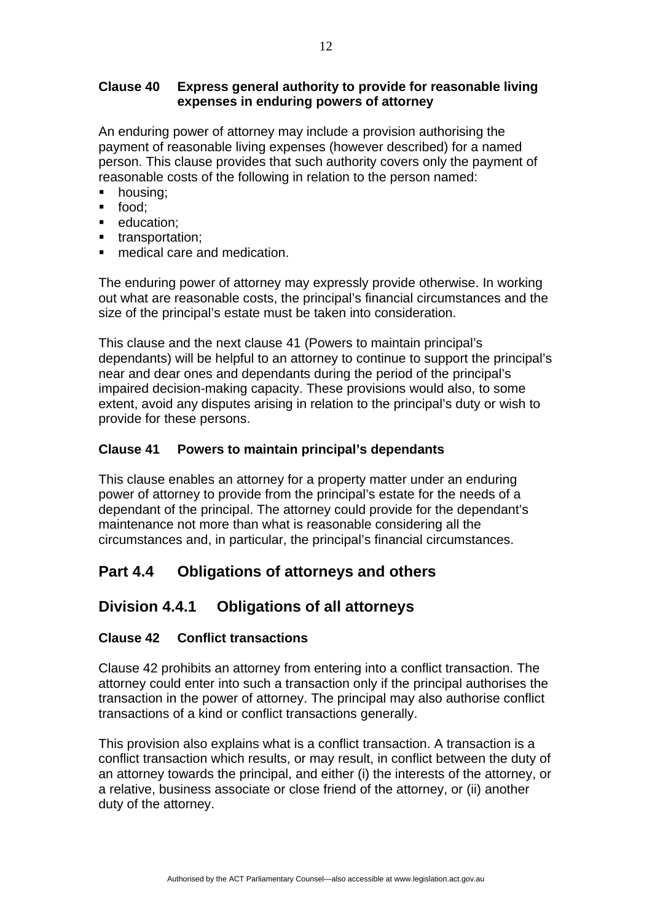### Clause 40 Express general authority to provide for reasonable living expenses in enduring powers of attorney

An enduring power of attorney may include a provision authorising the payment of reasonable living expenses (however described) for a named person. This clause provides that such authority covers only the payment of reasonable costs of the following in relation to the person named:

- housing;
- food;
- education;
- transportation;
- medical care and medication.

The enduring power of attorney may expressly provide otherwise. In working out what are reasonable costs, the principal's financial circumstances and the size of the principal's estate must be taken into consideration.

This clause and the next clause 41 (Powers to maintain principal's dependants) will be helpful to an attorney to continue to support the principal's near and dear ones and dependants during the period of the principal's impaired decision-making capacity. These provisions would also, to some extent, avoid any disputes arising in relation to the principal's duty or wish to provide for these persons.

### Clause 41 Powers to maintain principal's dependants

This clause enables an attorney for a property matter under an enduring power of attorney to provide from the principal's estate for the needs of a dependant of the principal. The attorney could provide for the dependant's maintenance not more than what is reasonable considering all the circumstances and, in particular, the principal's financial circumstances.

## Part 4.4 Obligations of attorneys and others

## Division 4.4.1 Obligations of all attorneys

### Clause 42 Conflict transactions

Clause 42 prohibits an attorney from entering into a conflict transaction. The attorney could enter into such a transaction only if the principal authorises the transaction in the power of attorney. The principal may also authorise conflict transactions of a kind or conflict transactions generally.

This provision also explains what is a conflict transaction. A transaction is a conflict transaction which results, or may result, in conflict between the duty of an attorney towards the principal, and either (i) the interests of the attorney, or a relative, business associate or close friend of the attorney, or (ii) another duty of the attorney.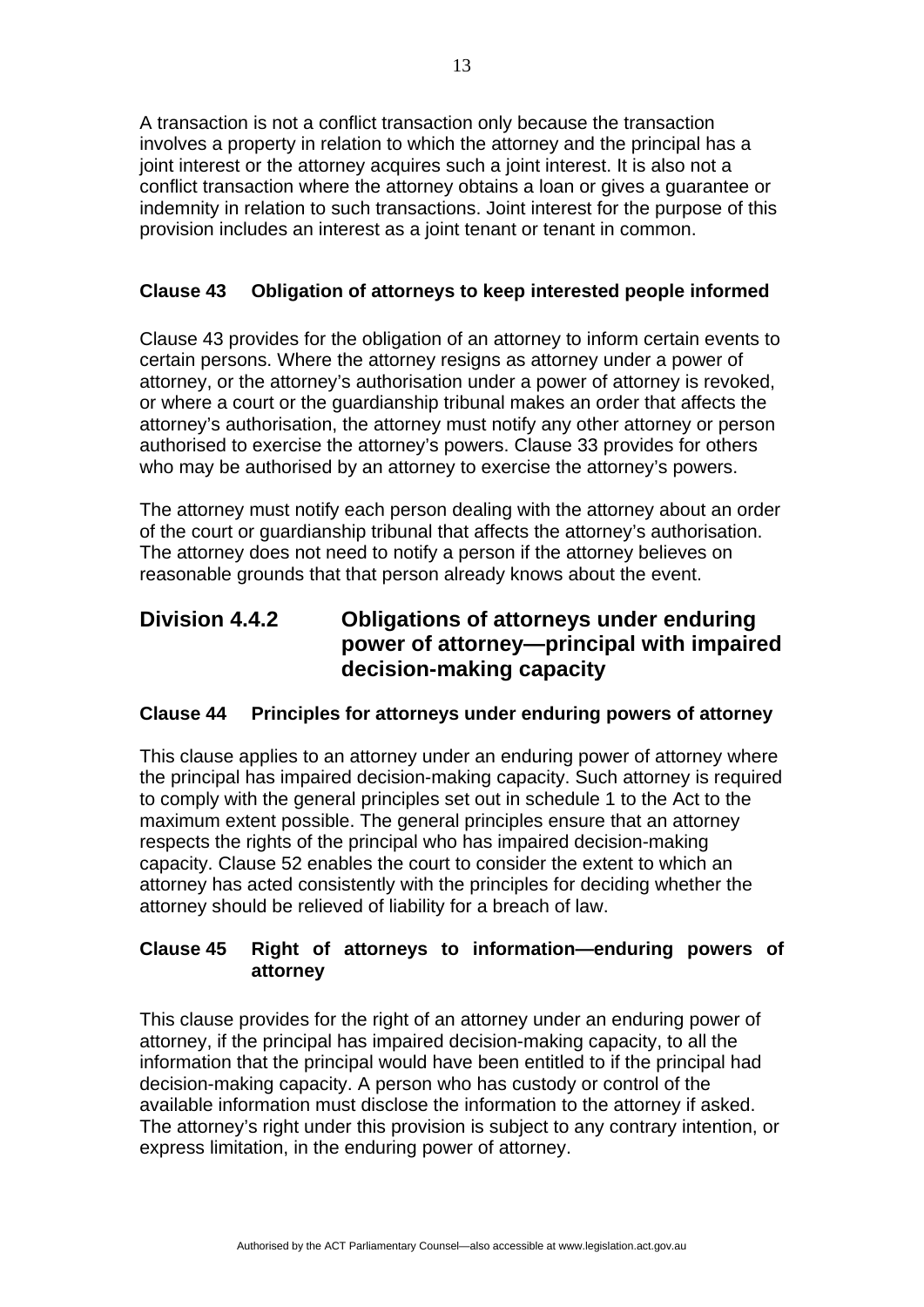A transaction is not a conflict transaction only because the transaction involves a property in relation to which the attorney and the principal has a joint interest or the attorney acquires such a joint interest. It is also not a conflict transaction where the attorney obtains a loan or gives a guarantee or indemnity in relation to such transactions. Joint interest for the purpose of this provision includes an interest as a joint tenant or tenant in common.

### Clause 43 Obligation of attorneys to keep interested people informed

Clause 43 provides for the obligation of an attorney to inform certain events to certain persons. Where the attorney resigns as attorney under a power of attorney, or the attorney's authorisation under a power of attorney is revoked, or where a court or the guardianship tribunal makes an order that affects the attorney's authorisation, the attorney must notify any other attorney or person authorised to exercise the attorney's powers. Clause 33 provides for others who may be authorised by an attorney to exercise the attorney's powers.

The attorney must notify each person dealing with the attorney about an order of the court or guardianship tribunal that affects the attorney's authorisation. The attorney does not need to notify a person if the attorney believes on reasonable grounds that that person already knows about the event.

## Division 4.4.2 Obligations of attorneys under enduring power of attorney—principal with impaired decision-making capacity

### Clause 44 Principles for attorneys under enduring powers of attorney

This clause applies to an attorney under an enduring power of attorney where the principal has impaired decision-making capacity. Such attorney is required to comply with the general principles set out in schedule 1 to the Act to the maximum extent possible. The general principles ensure that an attorney respects the rights of the principal who has impaired decision-making capacity. Clause 52 enables the court to consider the extent to which an attorney has acted consistently with the principles for deciding whether the attorney should be relieved of liability for a breach of law.

### Clause 45 Right of attorneys to information—enduring powers of attorney

This clause provides for the right of an attorney under an enduring power of attorney, if the principal has impaired decision-making capacity, to all the information that the principal would have been entitled to if the principal had decision-making capacity. A person who has custody or control of the available information must disclose the information to the attorney if asked. The attorney's right under this provision is subject to any contrary intention, or express limitation, in the enduring power of attorney.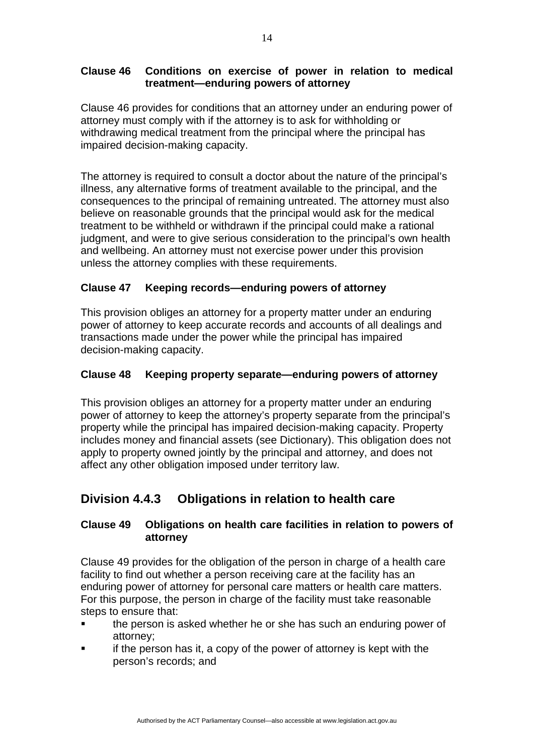**Clause 46 Conditions on exercise of power in relation to medical treatment—enduring powers of attorney**

Clause 46 provides for conditions that an attorney under an enduring power of attorney must comply with if the attorney is to ask for withholding or withdrawing medical treatment from the principal where the principal has impaired decision-making capacity.

The attorney is required to consult a doctor about the nature of the principal's illness, any alternative forms of treatment available to the principal, and the consequences to the principal of remaining untreated. The attorney must also believe on reasonable grounds that the principal would ask for the medical treatment to be withheld or withdrawn if the principal could make a rational judgment, and were to give serious consideration to the principal's own health and wellbeing. An attorney must not exercise power under this provision unless the attorney complies with these requirements.

**Clause 47 Keeping records—enduring powers of attorney**

This provision obliges an attorney for a property matter under an enduring power of attorney to keep accurate records and accounts of all dealings and transactions made under the power while the principal has impaired decision-making capacity.

**Clause 48 Keeping property separate—enduring powers of attorney**

This provision obliges an attorney for a property matter under an enduring power of attorney to keep the attorney's property separate from the principal's property while the principal has impaired decision-making capacity. Property includes money and financial assets (see Dictionary). This obligation does not apply to property owned jointly by the principal and attorney, and does not affect any other obligation imposed under territory law.

## Division 4.4.3 Obligations in relation to health care

**Clause 49 Obligations on health care facilities in relation to powers of attorney**

Clause 49 provides for the obligation of the person in charge of a health care facility to find out whether a person receiving care at the facility has an enduring power of attorney for personal care matters or health care matters. For this purpose, the person in charge of the facility must take reasonable steps to ensure that:

- the person is asked whether he or she has such an enduring power of attorney;
- if the person has it, a copy of the power of attorney is kept with the person's records; and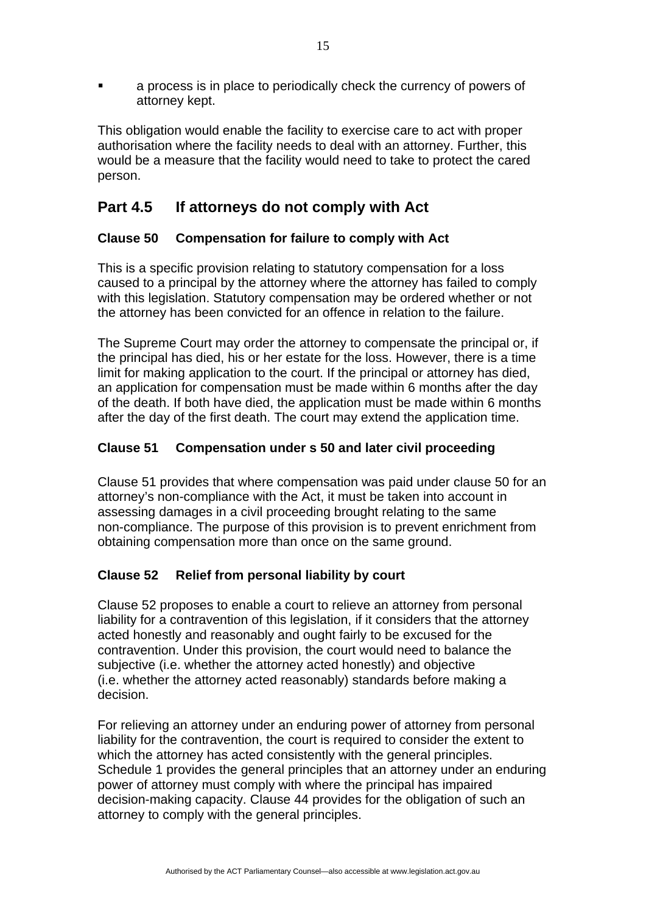- a process is in place to periodically check the currency of powers of attorney kept.

This obligation would enable the facility to exercise care to act with proper authorisation where the facility needs to deal with an attorney. Further, this would be a measure that the facility would need to take to protect the cared person.

## Part 4.5 If attorneys do not comply with Act

### Clause 50 Compensation for failure to comply with Act

This is a specific provision relating to statutory compensation for a loss caused to a principal by the attorney where the attorney has failed to comply with this legislation. Statutory compensation may be ordered whether or not the attorney has been convicted for an offence in relation to the failure.

The Supreme Court may order the attorney to compensate the principal or, if the principal has died, his or her estate for the loss. However, there is a time limit for making application to the court. If the principal or attorney has died, an application for compensation must be made within 6 months after the day of the death. If both have died, the application must be made within 6 months after the day of the first death. The court may extend the application time.

### Clause 51 Compensation under s 50 and later civil proceeding

Clause 51 provides that where compensation was paid under clause 50 for an attorney's non-compliance with the Act, it must be taken into account in assessing damages in a civil proceeding brought relating to the same non-compliance. The purpose of this provision is to prevent enrichment from obtaining compensation more than once on the same ground.

### Clause 52 Relief from personal liability by court

Clause 52 proposes to enable a court to relieve an attorney from personal liability for a contravention of this legislation, if it considers that the attorney acted honestly and reasonably and ought fairly to be excused for the contravention. Under this provision, the court would need to balance the subjective (i.e. whether the attorney acted honestly) and objective (i.e. whether the attorney acted reasonably) standards before making a decision.

For relieving an attorney under an enduring power of attorney from personal liability for the contravention, the court is required to consider the extent to which the attorney has acted consistently with the general principles. Schedule 1 provides the general principles that an attorney under an enduring power of attorney must comply with where the principal has impaired decision-making capacity. Clause 44 provides for the obligation of such an attorney to comply with the general principles.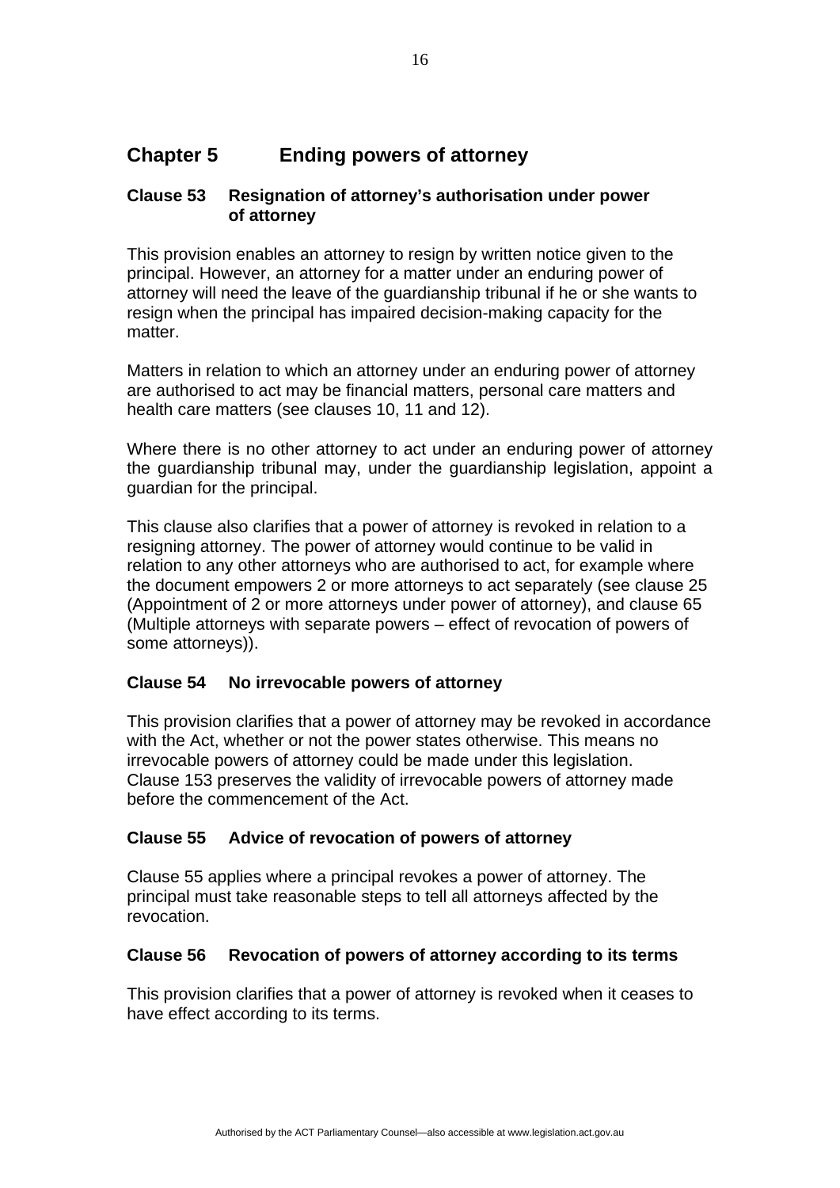## Chapter 5 Ending powers of attorney

### Clause 53 Resignation of attorney's authorisation under power of attorney

This provision enables an attorney to resign by written notice given to the principal. However, an attorney for a matter under an enduring power of attorney will need the leave of the guardianship tribunal if he or she wants to resign when the principal has impaired decision-making capacity for the matter.

Matters in relation to which an attorney under an enduring power of attorney are authorised to act may be financial matters, personal care matters and health care matters (see clauses 10, 11 and 12).

Where there is no other attorney to act under an enduring power of attorney the guardianship tribunal may, under the guardianship legislation, appoint a guardian for the principal.

This clause also clarifies that a power of attorney is revoked in relation to a resigning attorney. The power of attorney would continue to be valid in relation to any other attorneys who are authorised to act, for example where the document empowers 2 or more attorneys to act separately (see clause 25 (Appointment of 2 or more attorneys under power of attorney), and clause 65 (Multiple attorneys with separate powers – effect of revocation of powers of some attorneys)).

### Clause 54 No irrevocable powers of attorney

This provision clarifies that a power of attorney may be revoked in accordance with the Act, whether or not the power states otherwise. This means no irrevocable powers of attorney could be made under this legislation. Clause 153 preserves the validity of irrevocable powers of attorney made before the commencement of the Act.

### Clause 55 Advice of revocation of powers of attorney

Clause 55 applies where a principal revokes a power of attorney. The principal must take reasonable steps to tell all attorneys affected by the revocation.

### Clause 56 Revocation of powers of attorney according to its terms

This provision clarifies that a power of attorney is revoked when it ceases to have effect according to its terms.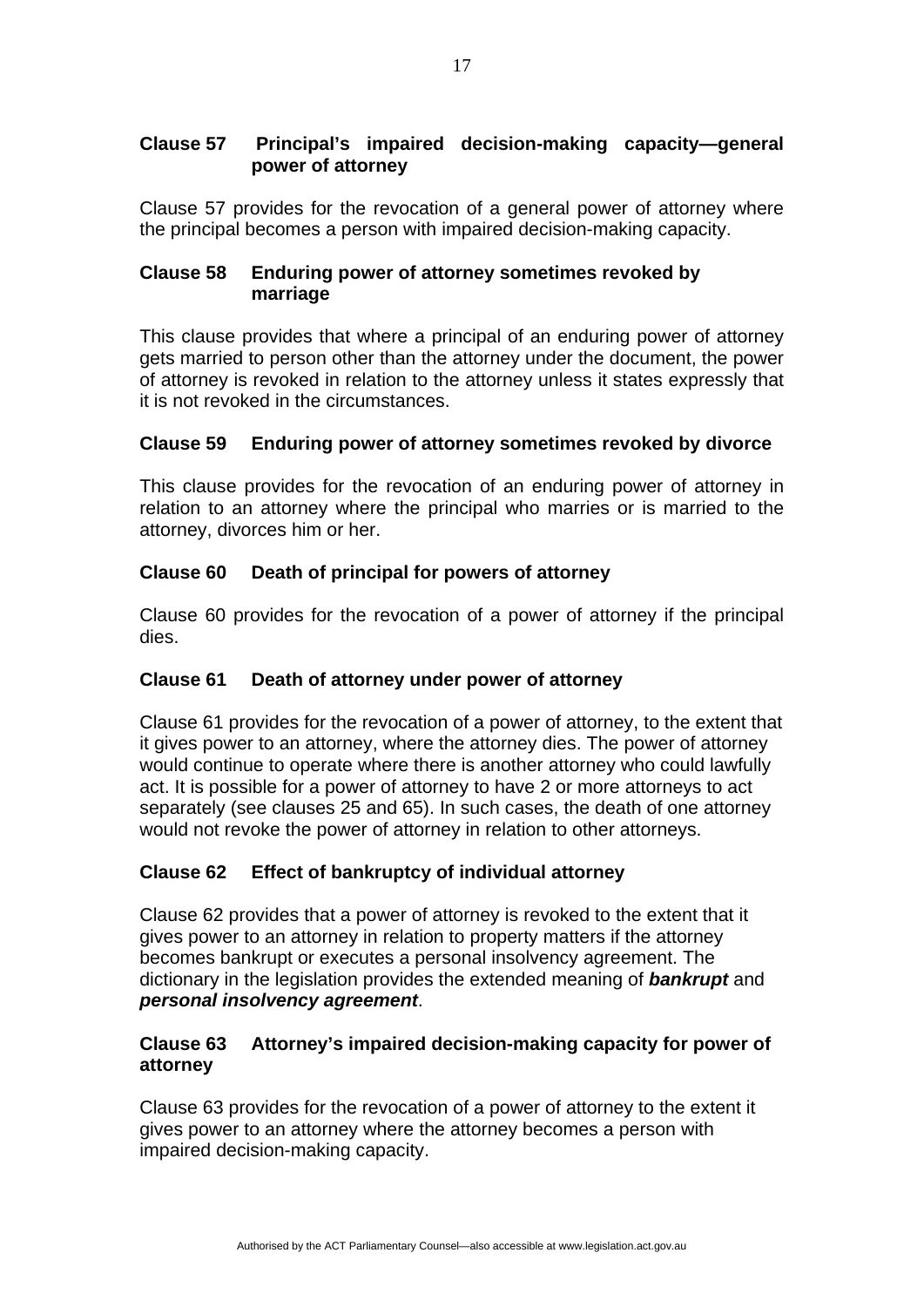### Clause 57 Principal's impaired decision-making capacity—general power of attorney

Clause 57 provides for the revocation of a general power of attorney where the principal becomes a person with impaired decision-making capacity.

### Clause 58 Enduring power of attorney sometimes revoked by marriage

This clause provides that where a principal of an enduring power of attorney gets married to person other than the attorney under the document, the power of attorney is revoked in relation to the attorney unless it states expressly that it is not revoked in the circumstances.

### Clause 59 Enduring power of attorney sometimes revoked by divorce

This clause provides for the revocation of an enduring power of attorney in relation to an attorney where the principal who marries or is married to the attorney, divorces him or her.

### Clause 60 Death of principal for powers of attorney

Clause 60 provides for the revocation of a power of attorney if the principal dies.

### Clause 61 Death of attorney under power of attorney

Clause 61 provides for the revocation of a power of attorney, to the extent that it gives power to an attorney, where the attorney dies. The power of attorney would continue to operate where there is another attorney who could lawfully act. It is possible for a power of attorney to have 2 or more attorneys to act separately (see clauses 25 and 65). In such cases, the death of one attorney would not revoke the power of attorney in relation to other attorneys.

### Clause 62 Effect of bankruptcy of individual attorney

Clause 62 provides that a power of attorney is revoked to the extent that it gives power to an attorney in relation to property matters if the attorney becomes bankrupt or executes a personal insolvency agreement. The dictionary in the legislation provides the extended meaning of ***bankrupt*** and ***personal insolvency agreement***.

### Clause 63 Attorney's impaired decision-making capacity for power of attorney

Clause 63 provides for the revocation of a power of attorney to the extent it gives power to an attorney where the attorney becomes a person with impaired decision-making capacity.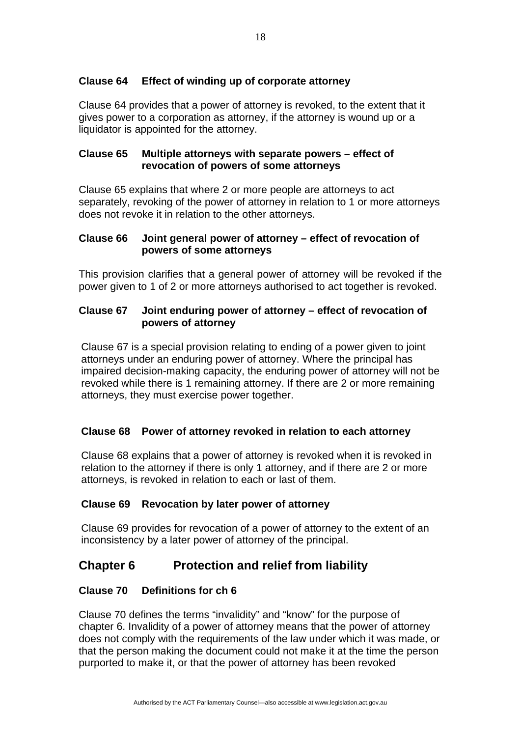### Clause 64 Effect of winding up of corporate attorney

Clause 64 provides that a power of attorney is revoked, to the extent that it gives power to a corporation as attorney, if the attorney is wound up or a liquidator is appointed for the attorney.

### Clause 65 Multiple attorneys with separate powers – effect of revocation of powers of some attorneys

Clause 65 explains that where 2 or more people are attorneys to act separately, revoking of the power of attorney in relation to 1 or more attorneys does not revoke it in relation to the other attorneys.

### Clause 66 Joint general power of attorney – effect of revocation of powers of some attorneys

This provision clarifies that a general power of attorney will be revoked if the power given to 1 of 2 or more attorneys authorised to act together is revoked.

### Clause 67 Joint enduring power of attorney – effect of revocation of powers of attorney

Clause 67 is a special provision relating to ending of a power given to joint attorneys under an enduring power of attorney. Where the principal has impaired decision-making capacity, the enduring power of attorney will not be revoked while there is 1 remaining attorney. If there are 2 or more remaining attorneys, they must exercise power together.

### Clause 68 Power of attorney revoked in relation to each attorney

Clause 68 explains that a power of attorney is revoked when it is revoked in relation to the attorney if there is only 1 attorney, and if there are 2 or more attorneys, is revoked in relation to each or last of them.

### Clause 69 Revocation by later power of attorney

Clause 69 provides for revocation of a power of attorney to the extent of an inconsistency by a later power of attorney of the principal.

## Chapter 6 Protection and relief from liability

### Clause 70 Definitions for ch 6

Clause 70 defines the terms "invalidity" and "know" for the purpose of chapter 6. Invalidity of a power of attorney means that the power of attorney does not comply with the requirements of the law under which it was made, or that the person making the document could not make it at the time the person purported to make it, or that the power of attorney has been revoked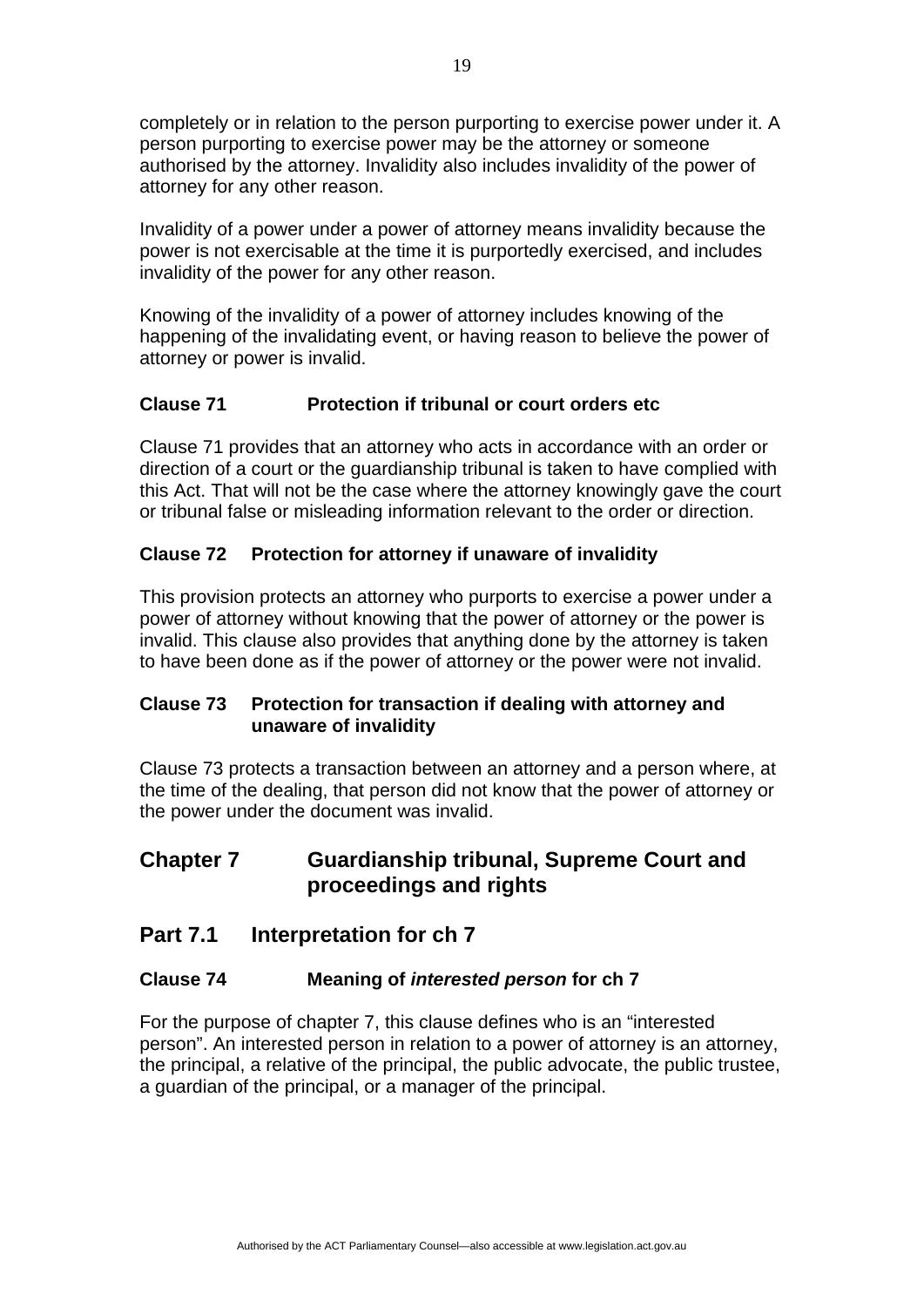completely or in relation to the person purporting to exercise power under it. A person purporting to exercise power may be the attorney or someone authorised by the attorney. Invalidity also includes invalidity of the power of attorney for any other reason.

Invalidity of a power under a power of attorney means invalidity because the power is not exercisable at the time it is purportedly exercised, and includes invalidity of the power for any other reason.

Knowing of the invalidity of a power of attorney includes knowing of the happening of the invalidating event, or having reason to believe the power of attorney or power is invalid.

### Clause 71 Protection if tribunal or court orders etc

Clause 71 provides that an attorney who acts in accordance with an order or direction of a court or the guardianship tribunal is taken to have complied with this Act. That will not be the case where the attorney knowingly gave the court or tribunal false or misleading information relevant to the order or direction.

### Clause 72 Protection for attorney if unaware of invalidity

This provision protects an attorney who purports to exercise a power under a power of attorney without knowing that the power of attorney or the power is invalid. This clause also provides that anything done by the attorney is taken to have been done as if the power of attorney or the power were not invalid.

### Clause 73 Protection for transaction if dealing with attorney and unaware of invalidity

Clause 73 protects a transaction between an attorney and a person where, at the time of the dealing, that person did not know that the power of attorney or the power under the document was invalid.

## Chapter 7 Guardianship tribunal, Supreme Court and proceedings and rights

## Part 7.1 Interpretation for ch 7

### Clause 74 Meaning of *interested person* for ch 7

For the purpose of chapter 7, this clause defines who is an "interested person". An interested person in relation to a power of attorney is an attorney, the principal, a relative of the principal, the public advocate, the public trustee, a guardian of the principal, or a manager of the principal.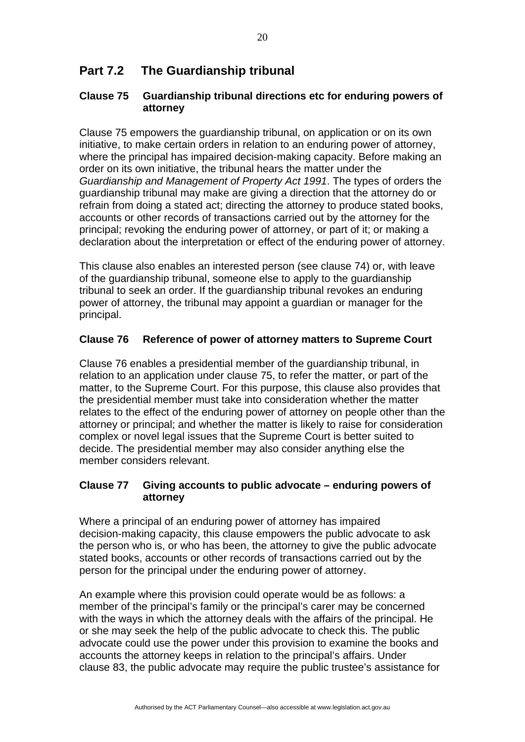## Part 7.2 The Guardianship tribunal

### Clause 75 Guardianship tribunal directions etc for enduring powers of attorney

Clause 75 empowers the guardianship tribunal, on application or on its own initiative, to make certain orders in relation to an enduring power of attorney, where the principal has impaired decision-making capacity. Before making an order on its own initiative, the tribunal hears the matter under the *Guardianship and Management of Property Act 1991*. The types of orders the guardianship tribunal may make are giving a direction that the attorney do or refrain from doing a stated act; directing the attorney to produce stated books, accounts or other records of transactions carried out by the attorney for the principal; revoking the enduring power of attorney, or part of it; or making a declaration about the interpretation or effect of the enduring power of attorney.

This clause also enables an interested person (see clause 74) or, with leave of the guardianship tribunal, someone else to apply to the guardianship tribunal to seek an order. If the guardianship tribunal revokes an enduring power of attorney, the tribunal may appoint a guardian or manager for the principal.

### Clause 76 Reference of power of attorney matters to Supreme Court

Clause 76 enables a presidential member of the guardianship tribunal, in relation to an application under clause 75, to refer the matter, or part of the matter, to the Supreme Court. For this purpose, this clause also provides that the presidential member must take into consideration whether the matter relates to the effect of the enduring power of attorney on people other than the attorney or principal; and whether the matter is likely to raise for consideration complex or novel legal issues that the Supreme Court is better suited to decide. The presidential member may also consider anything else the member considers relevant.

### Clause 77 Giving accounts to public advocate – enduring powers of attorney

Where a principal of an enduring power of attorney has impaired decision-making capacity, this clause empowers the public advocate to ask the person who is, or who has been, the attorney to give the public advocate stated books, accounts or other records of transactions carried out by the person for the principal under the enduring power of attorney.

An example where this provision could operate would be as follows: a member of the principal's family or the principal's carer may be concerned with the ways in which the attorney deals with the affairs of the principal. He or she may seek the help of the public advocate to check this. The public advocate could use the power under this provision to examine the books and accounts the attorney keeps in relation to the principal's affairs. Under clause 83, the public advocate may require the public trustee's assistance for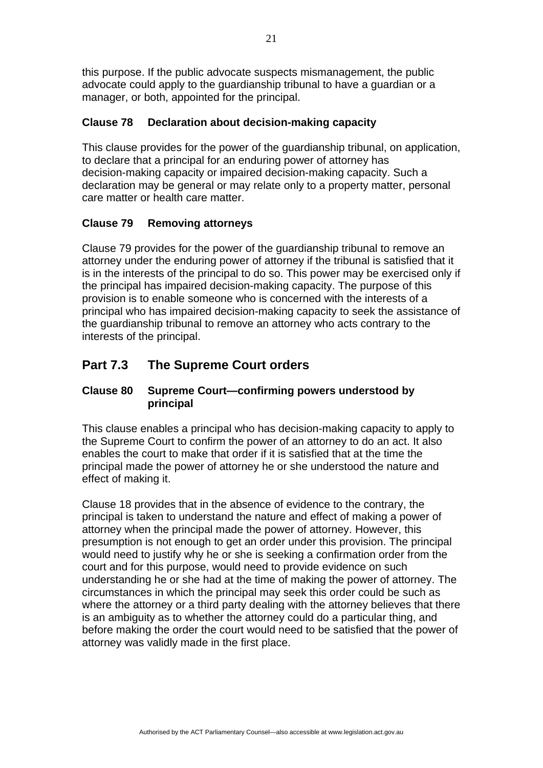this purpose. If the public advocate suspects mismanagement, the public advocate could apply to the guardianship tribunal to have a guardian or a manager, or both, appointed for the principal.

### Clause 78 Declaration about decision-making capacity

This clause provides for the power of the guardianship tribunal, on application, to declare that a principal for an enduring power of attorney has decision-making capacity or impaired decision-making capacity. Such a declaration may be general or may relate only to a property matter, personal care matter or health care matter.

### Clause 79 Removing attorneys

Clause 79 provides for the power of the guardianship tribunal to remove an attorney under the enduring power of attorney if the tribunal is satisfied that it is in the interests of the principal to do so. This power may be exercised only if the principal has impaired decision-making capacity. The purpose of this provision is to enable someone who is concerned with the interests of a principal who has impaired decision-making capacity to seek the assistance of the guardianship tribunal to remove an attorney who acts contrary to the interests of the principal.

## Part 7.3 The Supreme Court orders

### Clause 80 Supreme Court—confirming powers understood by principal

This clause enables a principal who has decision-making capacity to apply to the Supreme Court to confirm the power of an attorney to do an act. It also enables the court to make that order if it is satisfied that at the time the principal made the power of attorney he or she understood the nature and effect of making it.

Clause 18 provides that in the absence of evidence to the contrary, the principal is taken to understand the nature and effect of making a power of attorney when the principal made the power of attorney. However, this presumption is not enough to get an order under this provision. The principal would need to justify why he or she is seeking a confirmation order from the court and for this purpose, would need to provide evidence on such understanding he or she had at the time of making the power of attorney. The circumstances in which the principal may seek this order could be such as where the attorney or a third party dealing with the attorney believes that there is an ambiguity as to whether the attorney could do a particular thing, and before making the order the court would need to be satisfied that the power of attorney was validly made in the first place.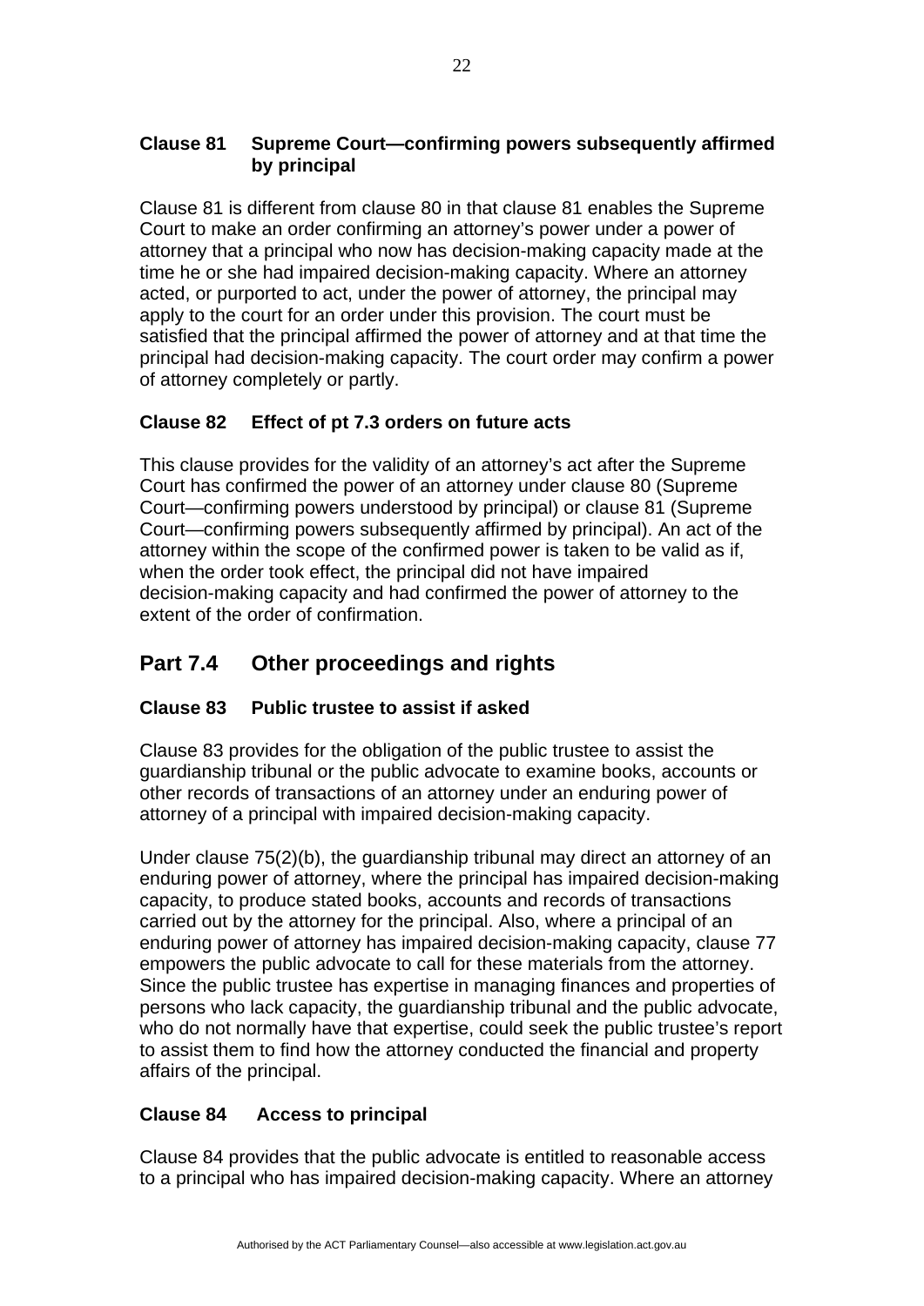### Clause 81 Supreme Court—confirming powers subsequently affirmed by principal

Clause 81 is different from clause 80 in that clause 81 enables the Supreme Court to make an order confirming an attorney's power under a power of attorney that a principal who now has decision-making capacity made at the time he or she had impaired decision-making capacity. Where an attorney acted, or purported to act, under the power of attorney, the principal may apply to the court for an order under this provision. The court must be satisfied that the principal affirmed the power of attorney and at that time the principal had decision-making capacity. The court order may confirm a power of attorney completely or partly.

### Clause 82 Effect of pt 7.3 orders on future acts

This clause provides for the validity of an attorney's act after the Supreme Court has confirmed the power of an attorney under clause 80 (Supreme Court—confirming powers understood by principal) or clause 81 (Supreme Court—confirming powers subsequently affirmed by principal). An act of the attorney within the scope of the confirmed power is taken to be valid as if, when the order took effect, the principal did not have impaired decision-making capacity and had confirmed the power of attorney to the extent of the order of confirmation.

## Part 7.4 Other proceedings and rights

### Clause 83 Public trustee to assist if asked

Clause 83 provides for the obligation of the public trustee to assist the guardianship tribunal or the public advocate to examine books, accounts or other records of transactions of an attorney under an enduring power of attorney of a principal with impaired decision-making capacity.

Under clause 75(2)(b), the guardianship tribunal may direct an attorney of an enduring power of attorney, where the principal has impaired decision-making capacity, to produce stated books, accounts and records of transactions carried out by the attorney for the principal. Also, where a principal of an enduring power of attorney has impaired decision-making capacity, clause 77 empowers the public advocate to call for these materials from the attorney. Since the public trustee has expertise in managing finances and properties of persons who lack capacity, the guardianship tribunal and the public advocate, who do not normally have that expertise, could seek the public trustee's report to assist them to find how the attorney conducted the financial and property affairs of the principal.

### Clause 84 Access to principal

Clause 84 provides that the public advocate is entitled to reasonable access to a principal who has impaired decision-making capacity. Where an attorney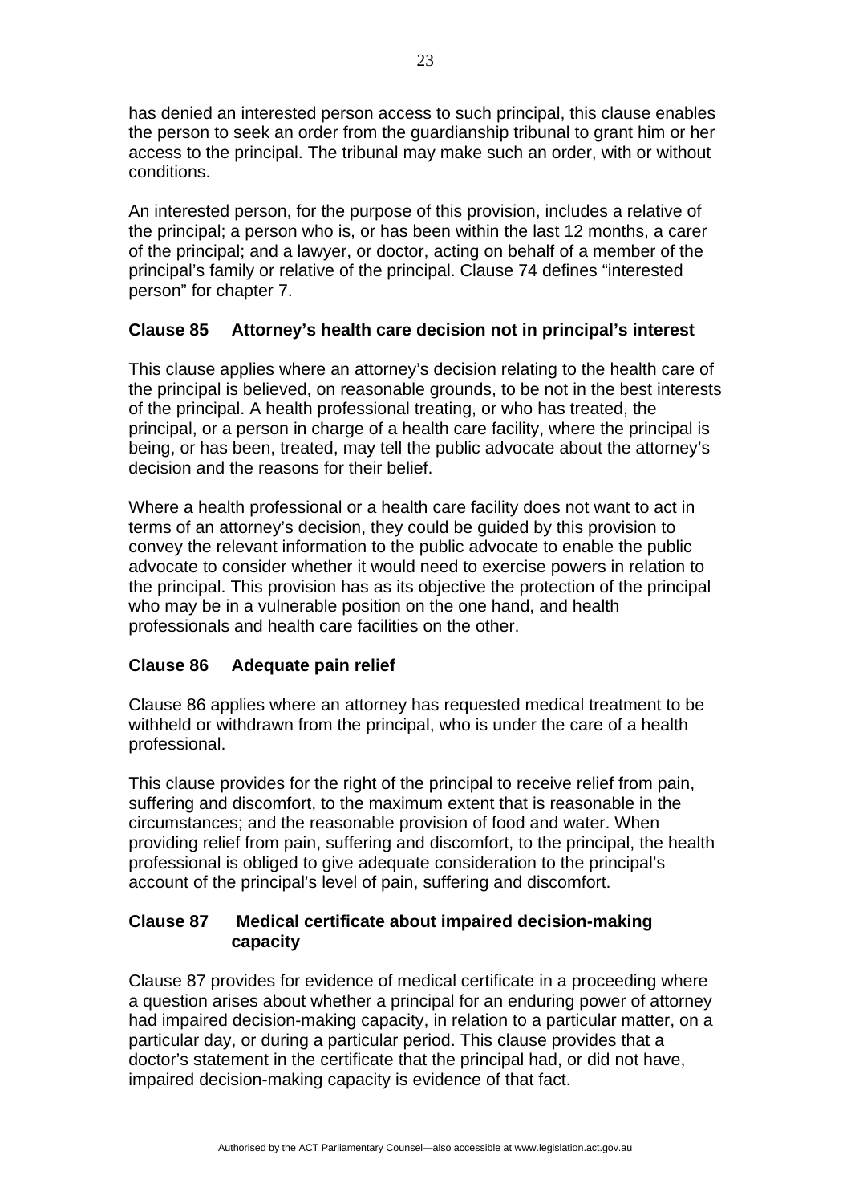has denied an interested person access to such principal, this clause enables the person to seek an order from the guardianship tribunal to grant him or her access to the principal. The tribunal may make such an order, with or without conditions.

An interested person, for the purpose of this provision, includes a relative of the principal; a person who is, or has been within the last 12 months, a carer of the principal; and a lawyer, or doctor, acting on behalf of a member of the principal's family or relative of the principal. Clause 74 defines "interested person" for chapter 7.

### Clause 85 Attorney's health care decision not in principal's interest

This clause applies where an attorney's decision relating to the health care of the principal is believed, on reasonable grounds, to be not in the best interests of the principal. A health professional treating, or who has treated, the principal, or a person in charge of a health care facility, where the principal is being, or has been, treated, may tell the public advocate about the attorney's decision and the reasons for their belief.

Where a health professional or a health care facility does not want to act in terms of an attorney's decision, they could be guided by this provision to convey the relevant information to the public advocate to enable the public advocate to consider whether it would need to exercise powers in relation to the principal. This provision has as its objective the protection of the principal who may be in a vulnerable position on the one hand, and health professionals and health care facilities on the other.

### Clause 86 Adequate pain relief

Clause 86 applies where an attorney has requested medical treatment to be withheld or withdrawn from the principal, who is under the care of a health professional.

This clause provides for the right of the principal to receive relief from pain, suffering and discomfort, to the maximum extent that is reasonable in the circumstances; and the reasonable provision of food and water. When providing relief from pain, suffering and discomfort, to the principal, the health professional is obliged to give adequate consideration to the principal's account of the principal's level of pain, suffering and discomfort.

### Clause 87 Medical certificate about impaired decision-making capacity

Clause 87 provides for evidence of medical certificate in a proceeding where a question arises about whether a principal for an enduring power of attorney had impaired decision-making capacity, in relation to a particular matter, on a particular day, or during a particular period. This clause provides that a doctor's statement in the certificate that the principal had, or did not have, impaired decision-making capacity is evidence of that fact.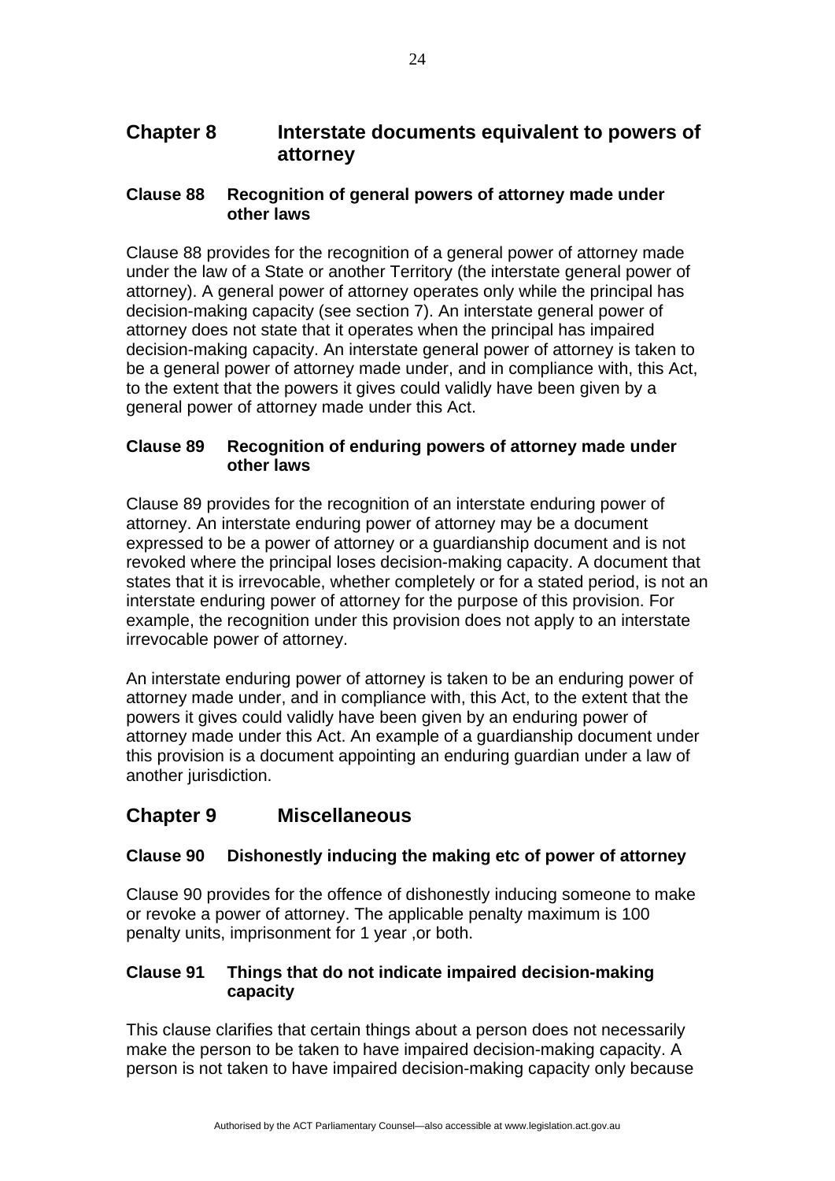## Chapter 8 Interstate documents equivalent to powers of attorney

### Clause 88 Recognition of general powers of attorney made under other laws

Clause 88 provides for the recognition of a general power of attorney made under the law of a State or another Territory (the interstate general power of attorney). A general power of attorney operates only while the principal has decision-making capacity (see section 7). An interstate general power of attorney does not state that it operates when the principal has impaired decision-making capacity. An interstate general power of attorney is taken to be a general power of attorney made under, and in compliance with, this Act, to the extent that the powers it gives could validly have been given by a general power of attorney made under this Act.

### Clause 89 Recognition of enduring powers of attorney made under other laws

Clause 89 provides for the recognition of an interstate enduring power of attorney. An interstate enduring power of attorney may be a document expressed to be a power of attorney or a guardianship document and is not revoked where the principal loses decision-making capacity. A document that states that it is irrevocable, whether completely or for a stated period, is not an interstate enduring power of attorney for the purpose of this provision. For example, the recognition under this provision does not apply to an interstate irrevocable power of attorney.

An interstate enduring power of attorney is taken to be an enduring power of attorney made under, and in compliance with, this Act, to the extent that the powers it gives could validly have been given by an enduring power of attorney made under this Act. An example of a guardianship document under this provision is a document appointing an enduring guardian under a law of another jurisdiction.

## Chapter 9 Miscellaneous

### Clause 90 Dishonestly inducing the making etc of power of attorney

Clause 90 provides for the offence of dishonestly inducing someone to make or revoke a power of attorney. The applicable penalty maximum is 100 penalty units, imprisonment for 1 year ,or both.

### Clause 91 Things that do not indicate impaired decision-making capacity

This clause clarifies that certain things about a person does not necessarily make the person to be taken to have impaired decision-making capacity. A person is not taken to have impaired decision-making capacity only because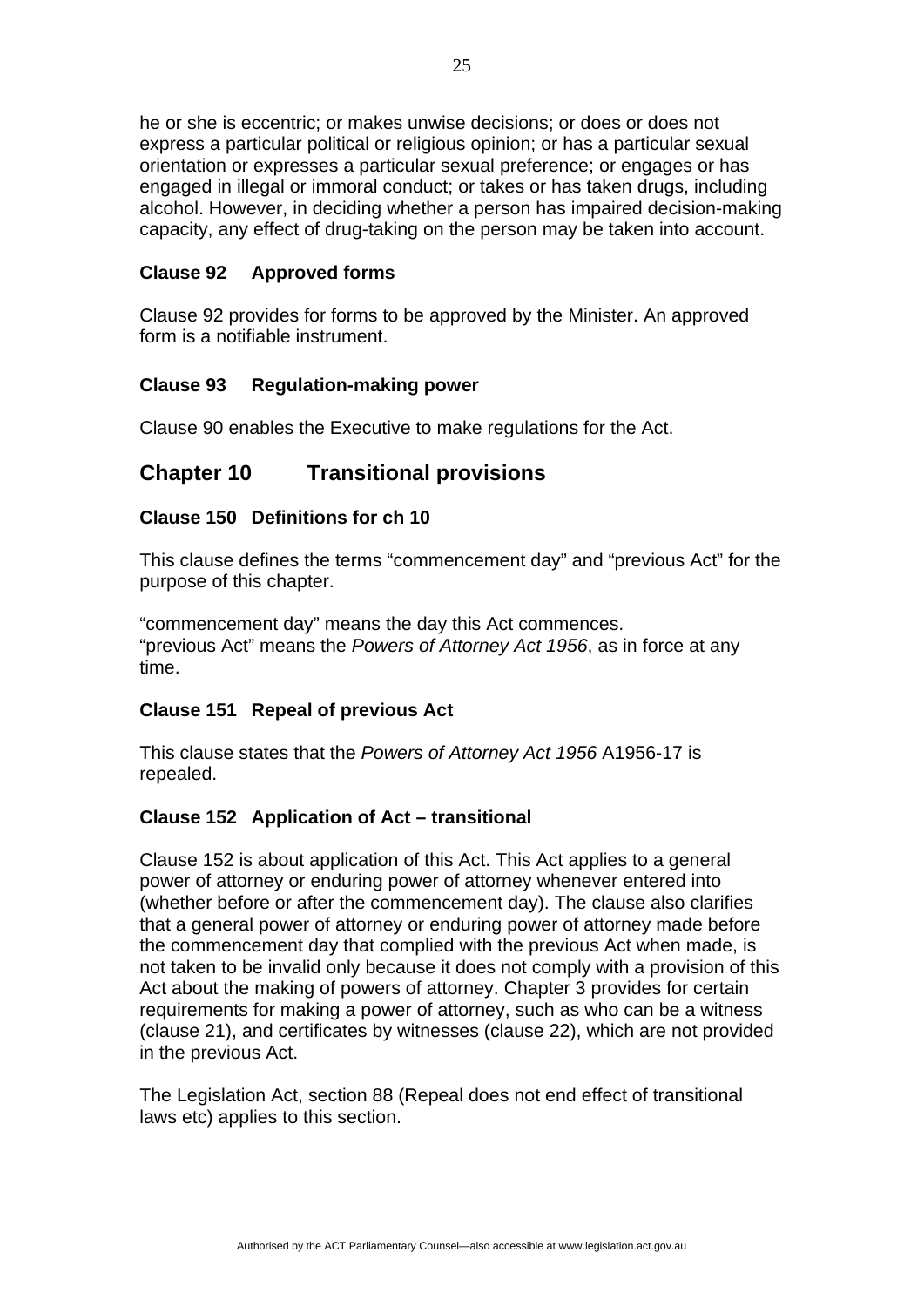he or she is eccentric; or makes unwise decisions; or does or does not express a particular political or religious opinion; or has a particular sexual orientation or expresses a particular sexual preference; or engages or has engaged in illegal or immoral conduct; or takes or has taken drugs, including alcohol. However, in deciding whether a person has impaired decision-making capacity, any effect of drug-taking on the person may be taken into account.

### Clause 92 Approved forms

Clause 92 provides for forms to be approved by the Minister. An approved form is a notifiable instrument.

### Clause 93 Regulation-making power

Clause 90 enables the Executive to make regulations for the Act.

## Chapter 10 Transitional provisions

### Clause 150 Definitions for ch 10

This clause defines the terms "commencement day" and "previous Act" for the purpose of this chapter.

"commencement day" means the day this Act commences.
"previous Act" means the *Powers of Attorney Act 1956*, as in force at any time.

### Clause 151 Repeal of previous Act

This clause states that the *Powers of Attorney Act 1956* A1956-17 is repealed.

### Clause 152 Application of Act – transitional

Clause 152 is about application of this Act. This Act applies to a general power of attorney or enduring power of attorney whenever entered into (whether before or after the commencement day). The clause also clarifies that a general power of attorney or enduring power of attorney made before the commencement day that complied with the previous Act when made, is not taken to be invalid only because it does not comply with a provision of this Act about the making of powers of attorney. Chapter 3 provides for certain requirements for making a power of attorney, such as who can be a witness (clause 21), and certificates by witnesses (clause 22), which are not provided in the previous Act.

The Legislation Act, section 88 (Repeal does not end effect of transitional laws etc) applies to this section.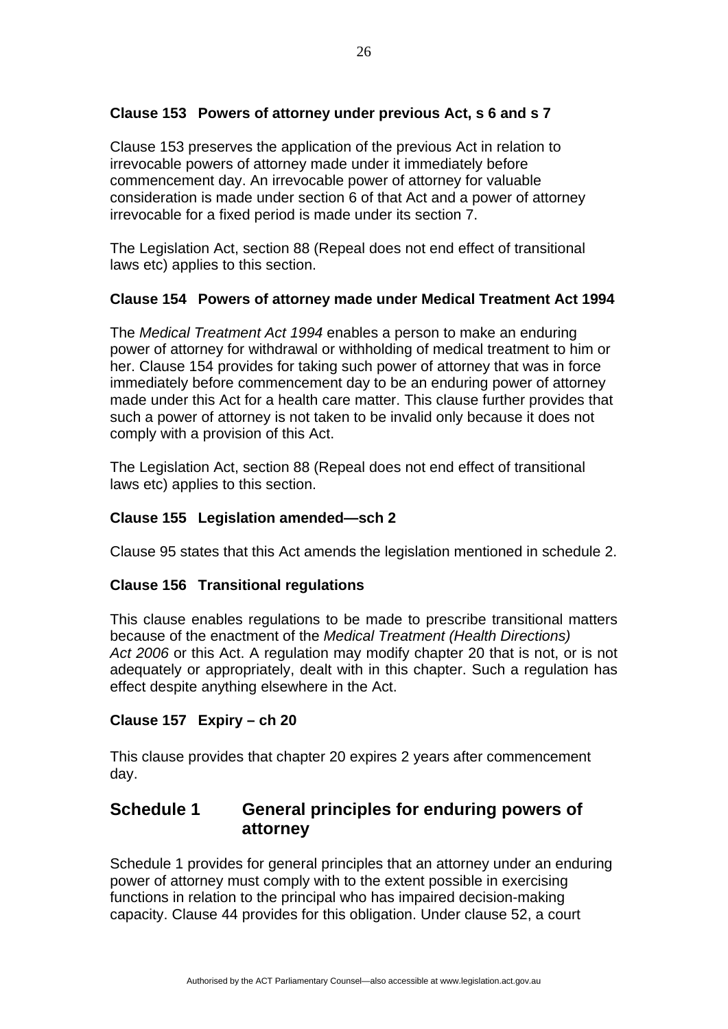### Clause 153 Powers of attorney under previous Act, s 6 and s 7

Clause 153 preserves the application of the previous Act in relation to irrevocable powers of attorney made under it immediately before commencement day. An irrevocable power of attorney for valuable consideration is made under section 6 of that Act and a power of attorney irrevocable for a fixed period is made under its section 7.

The Legislation Act, section 88 (Repeal does not end effect of transitional laws etc) applies to this section.

### Clause 154 Powers of attorney made under Medical Treatment Act 1994

The *Medical Treatment Act 1994* enables a person to make an enduring power of attorney for withdrawal or withholding of medical treatment to him or her. Clause 154 provides for taking such power of attorney that was in force immediately before commencement day to be an enduring power of attorney made under this Act for a health care matter. This clause further provides that such a power of attorney is not taken to be invalid only because it does not comply with a provision of this Act.

The Legislation Act, section 88 (Repeal does not end effect of transitional laws etc) applies to this section.

### Clause 155 Legislation amended—sch 2

Clause 95 states that this Act amends the legislation mentioned in schedule 2.

### Clause 156 Transitional regulations

This clause enables regulations to be made to prescribe transitional matters because of the enactment of the *Medical Treatment (Health Directions) Act 2006* or this Act. A regulation may modify chapter 20 that is not, or is not adequately or appropriately, dealt with in this chapter. Such a regulation has effect despite anything elsewhere in the Act.

### Clause 157 Expiry – ch 20

This clause provides that chapter 20 expires 2 years after commencement day.

## Schedule 1 General principles for enduring powers of attorney

Schedule 1 provides for general principles that an attorney under an enduring power of attorney must comply with to the extent possible in exercising functions in relation to the principal who has impaired decision-making capacity. Clause 44 provides for this obligation. Under clause 52, a court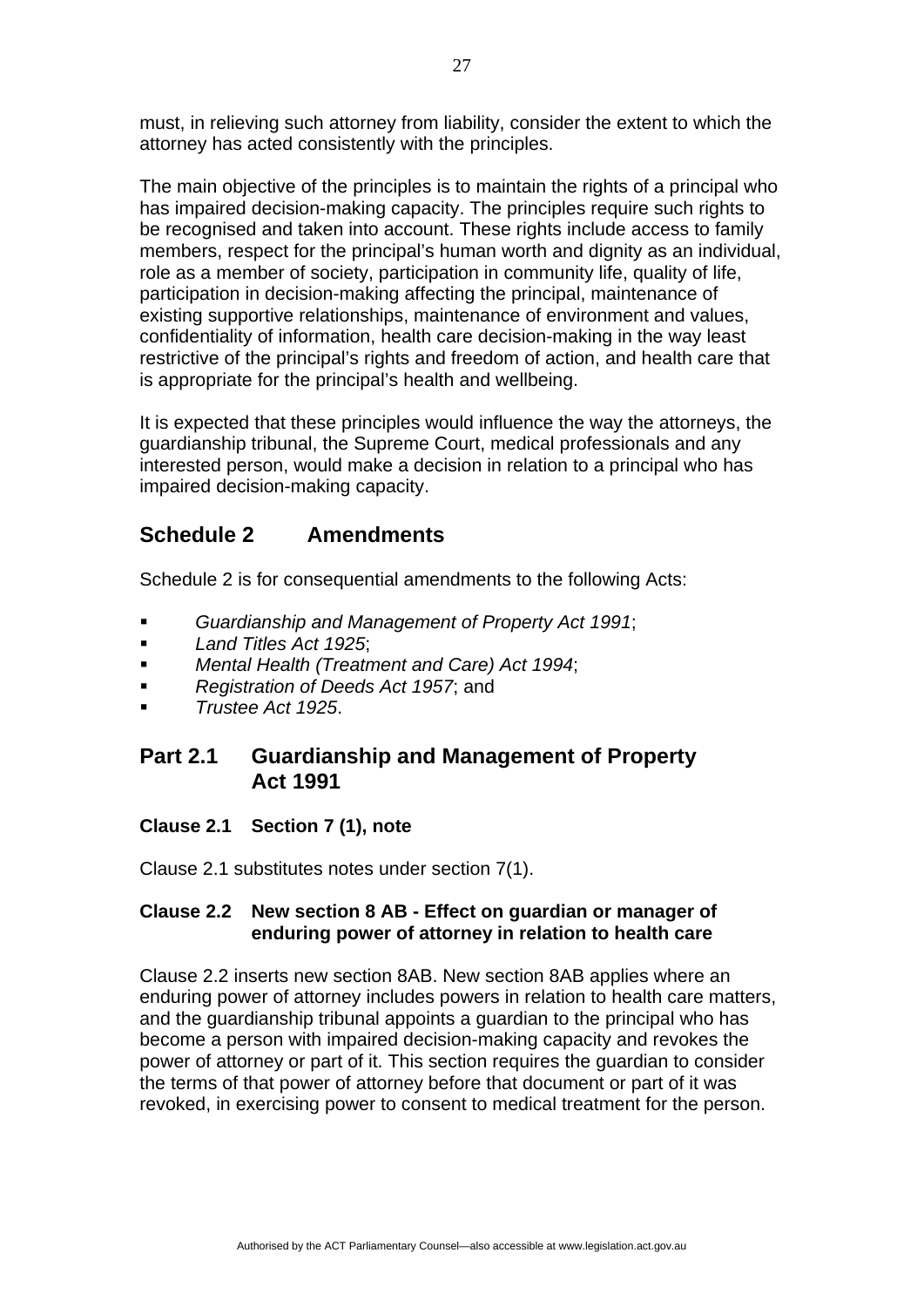must, in relieving such attorney from liability, consider the extent to which the attorney has acted consistently with the principles.

The main objective of the principles is to maintain the rights of a principal who has impaired decision-making capacity. The principles require such rights to be recognised and taken into account. These rights include access to family members, respect for the principal's human worth and dignity as an individual, role as a member of society, participation in community life, quality of life, participation in decision-making affecting the principal, maintenance of existing supportive relationships, maintenance of environment and values, confidentiality of information, health care decision-making in the way least restrictive of the principal's rights and freedom of action, and health care that is appropriate for the principal's health and wellbeing.

It is expected that these principles would influence the way the attorneys, the guardianship tribunal, the Supreme Court, medical professionals and any interested person, would make a decision in relation to a principal who has impaired decision-making capacity.

## Schedule 2 Amendments

Schedule 2 is for consequential amendments to the following Acts:

- *Guardianship and Management of Property Act 1991*;
- *Land Titles Act 1925*;
- *Mental Health (Treatment and Care) Act 1994*;
- *Registration of Deeds Act 1957*; and
- *Trustee Act 1925*.

## Part 2.1 Guardianship and Management of Property Act 1991

### Clause 2.1 Section 7 (1), note

Clause 2.1 substitutes notes under section 7(1).

### Clause 2.2 New section 8 AB - Effect on guardian or manager of enduring power of attorney in relation to health care

Clause 2.2 inserts new section 8AB. New section 8AB applies where an enduring power of attorney includes powers in relation to health care matters, and the guardianship tribunal appoints a guardian to the principal who has become a person with impaired decision-making capacity and revokes the power of attorney or part of it. This section requires the guardian to consider the terms of that power of attorney before that document or part of it was revoked, in exercising power to consent to medical treatment for the person.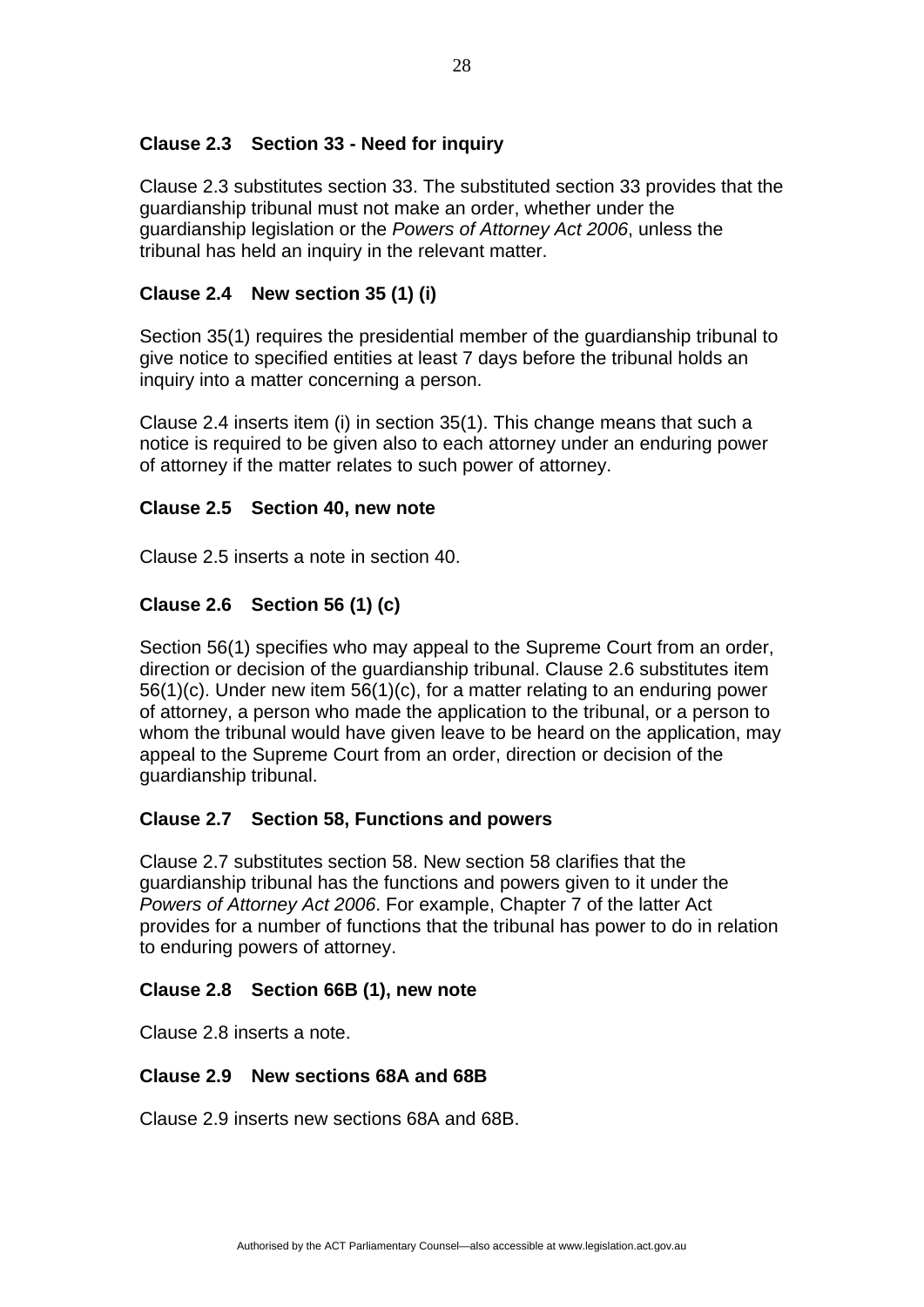### Clause 2.3 Section 33 - Need for inquiry

Clause 2.3 substitutes section 33. The substituted section 33 provides that the guardianship tribunal must not make an order, whether under the guardianship legislation or the *Powers of Attorney Act 2006*, unless the tribunal has held an inquiry in the relevant matter.

### Clause 2.4 New section 35 (1) (i)

Section 35(1) requires the presidential member of the guardianship tribunal to give notice to specified entities at least 7 days before the tribunal holds an inquiry into a matter concerning a person.

Clause 2.4 inserts item (i) in section 35(1). This change means that such a notice is required to be given also to each attorney under an enduring power of attorney if the matter relates to such power of attorney.

### Clause 2.5 Section 40, new note

Clause 2.5 inserts a note in section 40.

### Clause 2.6 Section 56 (1) (c)

Section 56(1) specifies who may appeal to the Supreme Court from an order, direction or decision of the guardianship tribunal. Clause 2.6 substitutes item 56(1)(c). Under new item 56(1)(c), for a matter relating to an enduring power of attorney, a person who made the application to the tribunal, or a person to whom the tribunal would have given leave to be heard on the application, may appeal to the Supreme Court from an order, direction or decision of the guardianship tribunal.

### Clause 2.7 Section 58, Functions and powers

Clause 2.7 substitutes section 58. New section 58 clarifies that the guardianship tribunal has the functions and powers given to it under the *Powers of Attorney Act 2006*. For example, Chapter 7 of the latter Act provides for a number of functions that the tribunal has power to do in relation to enduring powers of attorney.

### Clause 2.8 Section 66B (1), new note

Clause 2.8 inserts a note.

### Clause 2.9 New sections 68A and 68B

Clause 2.9 inserts new sections 68A and 68B.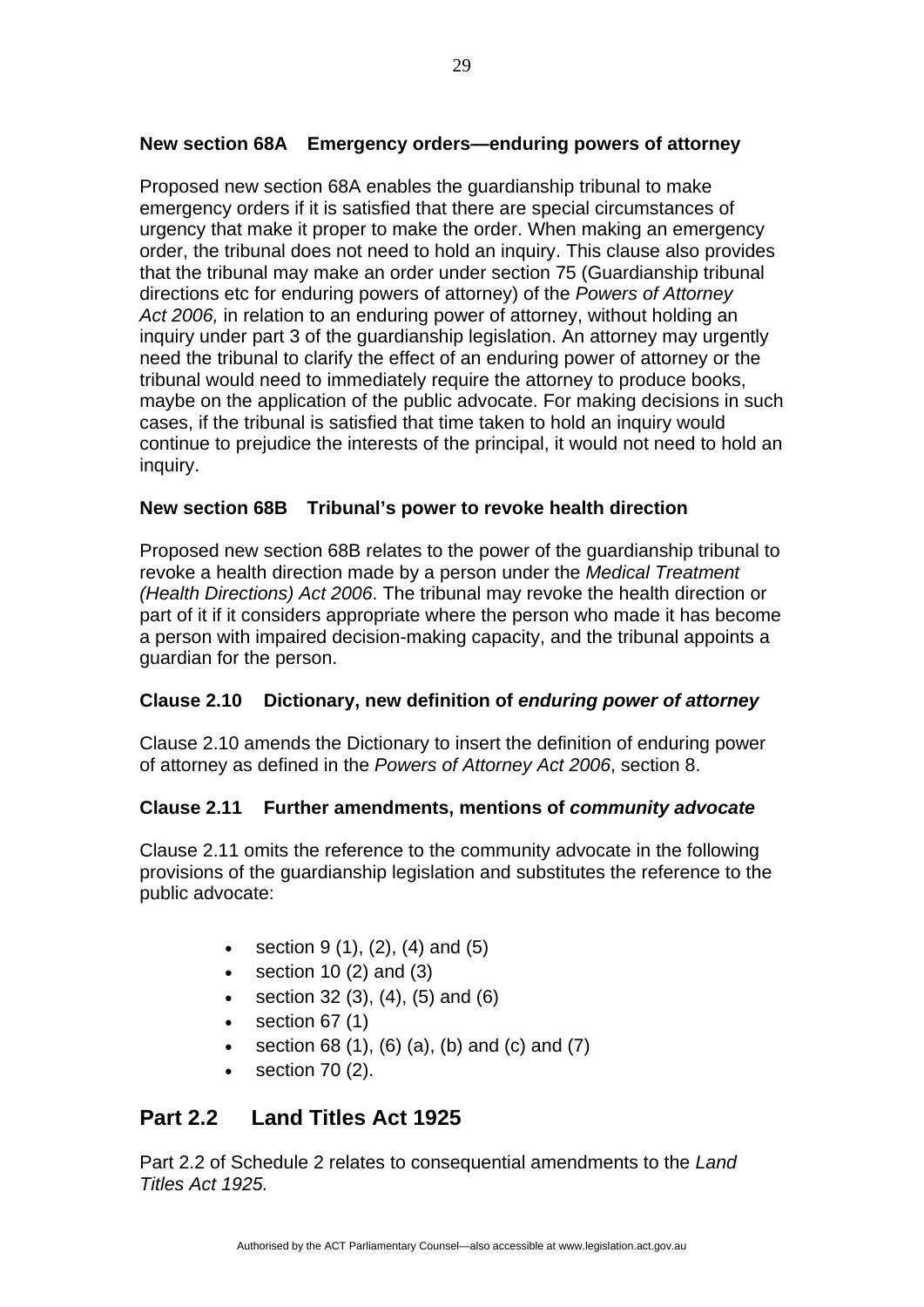### New section 68A Emergency orders—enduring powers of attorney

Proposed new section 68A enables the guardianship tribunal to make emergency orders if it is satisfied that there are special circumstances of urgency that make it proper to make the order. When making an emergency order, the tribunal does not need to hold an inquiry. This clause also provides that the tribunal may make an order under section 75 (Guardianship tribunal directions etc for enduring powers of attorney) of the *Powers of Attorney Act 2006,* in relation to an enduring power of attorney, without holding an inquiry under part 3 of the guardianship legislation. An attorney may urgently need the tribunal to clarify the effect of an enduring power of attorney or the tribunal would need to immediately require the attorney to produce books, maybe on the application of the public advocate. For making decisions in such cases, if the tribunal is satisfied that time taken to hold an inquiry would continue to prejudice the interests of the principal, it would not need to hold an inquiry.

### New section 68B Tribunal's power to revoke health direction

Proposed new section 68B relates to the power of the guardianship tribunal to revoke a health direction made by a person under the *Medical Treatment (Health Directions) Act 2006*. The tribunal may revoke the health direction or part of it if it considers appropriate where the person who made it has become a person with impaired decision-making capacity, and the tribunal appoints a guardian for the person.

### Clause 2.10 Dictionary, new definition of *enduring power of attorney*

Clause 2.10 amends the Dictionary to insert the definition of enduring power of attorney as defined in the *Powers of Attorney Act 2006*, section 8.

### Clause 2.11 Further amendments, mentions of *community advocate*

Clause 2.11 omits the reference to the community advocate in the following provisions of the guardianship legislation and substitutes the reference to the public advocate:

- section 9 (1), (2), (4) and (5)
- section 10 (2) and (3)
- section 32 (3), (4), (5) and (6)
- section 67 (1)
- section 68 (1), (6) (a), (b) and (c) and (7)
- section 70 (2).

## Part 2.2 Land Titles Act 1925

Part 2.2 of Schedule 2 relates to consequential amendments to the *Land Titles Act 1925.*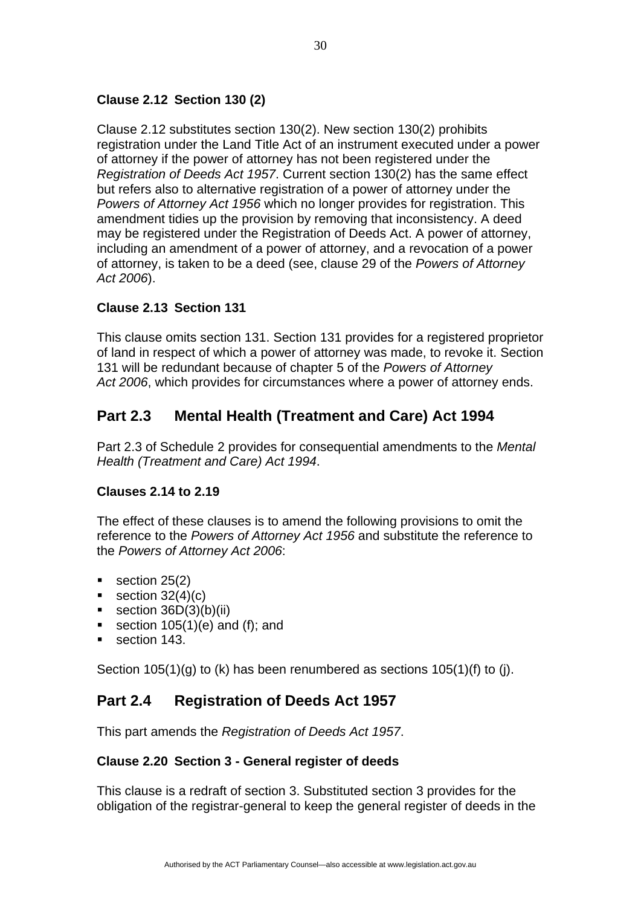### Clause 2.12 Section 130 (2)

Clause 2.12 substitutes section 130(2). New section 130(2) prohibits registration under the Land Title Act of an instrument executed under a power of attorney if the power of attorney has not been registered under the *Registration of Deeds Act 1957*. Current section 130(2) has the same effect but refers also to alternative registration of a power of attorney under the *Powers of Attorney Act 1956* which no longer provides for registration. This amendment tidies up the provision by removing that inconsistency. A deed may be registered under the Registration of Deeds Act. A power of attorney, including an amendment of a power of attorney, and a revocation of a power of attorney, is taken to be a deed (see, clause 29 of the *Powers of Attorney Act 2006*).

### Clause 2.13 Section 131

This clause omits section 131. Section 131 provides for a registered proprietor of land in respect of which a power of attorney was made, to revoke it. Section 131 will be redundant because of chapter 5 of the *Powers of Attorney Act 2006*, which provides for circumstances where a power of attorney ends.

## Part 2.3 Mental Health (Treatment and Care) Act 1994

Part 2.3 of Schedule 2 provides for consequential amendments to the *Mental Health (Treatment and Care) Act 1994*.

### Clauses 2.14 to 2.19

The effect of these clauses is to amend the following provisions to omit the reference to the *Powers of Attorney Act 1956* and substitute the reference to the *Powers of Attorney Act 2006*:

- section 25(2)
- section 32(4)(c)
- section 36D(3)(b)(ii)
- section 105(1)(e) and (f); and
- section 143.

Section 105(1)(g) to (k) has been renumbered as sections 105(1)(f) to (j).

## Part 2.4 Registration of Deeds Act 1957

This part amends the *Registration of Deeds Act 1957*.

### Clause 2.20 Section 3 - General register of deeds

This clause is a redraft of section 3. Substituted section 3 provides for the obligation of the registrar-general to keep the general register of deeds in the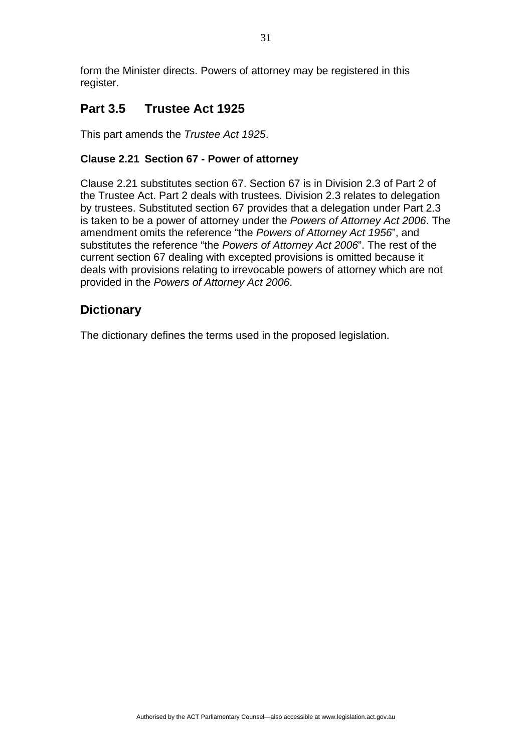form the Minister directs. Powers of attorney may be registered in this register.

## Part 3.5 Trustee Act 1925

This part amends the *Trustee Act 1925*.

### Clause 2.21 Section 67 - Power of attorney

Clause 2.21 substitutes section 67. Section 67 is in Division 2.3 of Part 2 of the Trustee Act. Part 2 deals with trustees. Division 2.3 relates to delegation by trustees. Substituted section 67 provides that a delegation under Part 2.3 is taken to be a power of attorney under the *Powers of Attorney Act 2006*. The amendment omits the reference "the *Powers of Attorney Act 1956*", and substitutes the reference "the *Powers of Attorney Act 2006*". The rest of the current section 67 dealing with excepted provisions is omitted because it deals with provisions relating to irrevocable powers of attorney which are not provided in the *Powers of Attorney Act 2006*.

## Dictionary

The dictionary defines the terms used in the proposed legislation.